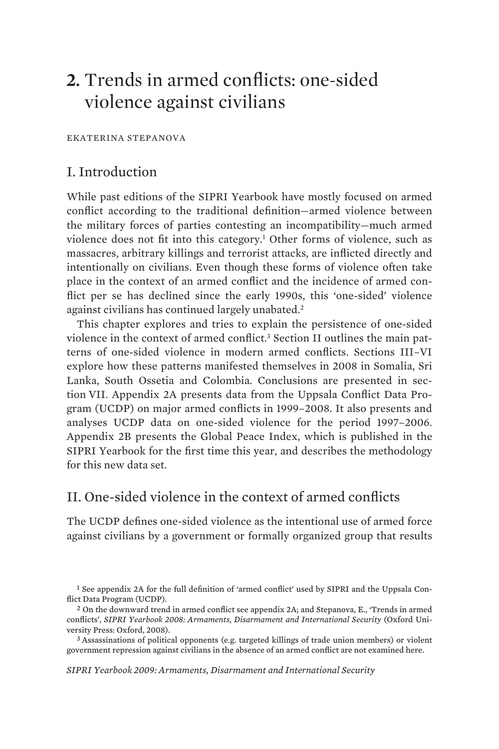# 2. Trends in armed conflicts: one-sided violence against civilians

EKATERINA STEPANOVA

## I. Introduction

While past editions of the SIPRI Yearbook have mostly focused on armed conflict according to the traditional definition—armed violence between the military forces of parties contesting an incompatibility—much armed violence does not fit into this category.[1] Other forms of violence, such as massacres, arbitrary killings and terrorist attacks, are inflicted directly and intentionally on civilians. Even though these forms of violence often take place in the context of an armed conflict and the incidence of armed conflict per se has declined since the early 1990s, this 'one-sided' violence against civilians has continued largely unabated.[2]

This chapter explores and tries to explain the persistence of one-sided violence in the context of armed conflict.[3] Section II outlines the main patterns of one-sided violence in modern armed conflicts. Sections III–VI explore how these patterns manifested themselves in 2008 in Somalia, Sri Lanka, South Ossetia and Colombia. Conclusions are presented in section VII. Appendix 2A presents data from the Uppsala Conflict Data Program (UCDP) on major armed conflicts in 1999–2008. It also presents and analyses UCDP data on one-sided violence for the period 1997–2006. Appendix 2B presents the Global Peace Index, which is published in the SIPRI Yearbook for the first time this year, and describes the methodology for this new data set.

## II. One-sided violence in the context of armed conflicts

The UCDP defines one-sided violence as the intentional use of armed force against civilians by a government or formally organized group that results

[1] See appendix 2A for the full definition of 'armed conflict' used by SIPRI and the Uppsala Conflict Data Program (UCDP).

[2] On the downward trend in armed conflict see appendix 2A; and Stepanova, E., 'Trends in armed conflicts', *SIPRI Yearbook 2008: Armaments, Disarmament and International Security* (Oxford University Press: Oxford, 2008).

[3] Assassinations of political opponents (e.g. targeted killings of trade union members) or violent government repression against civilians in the absence of an armed conflict are not examined here.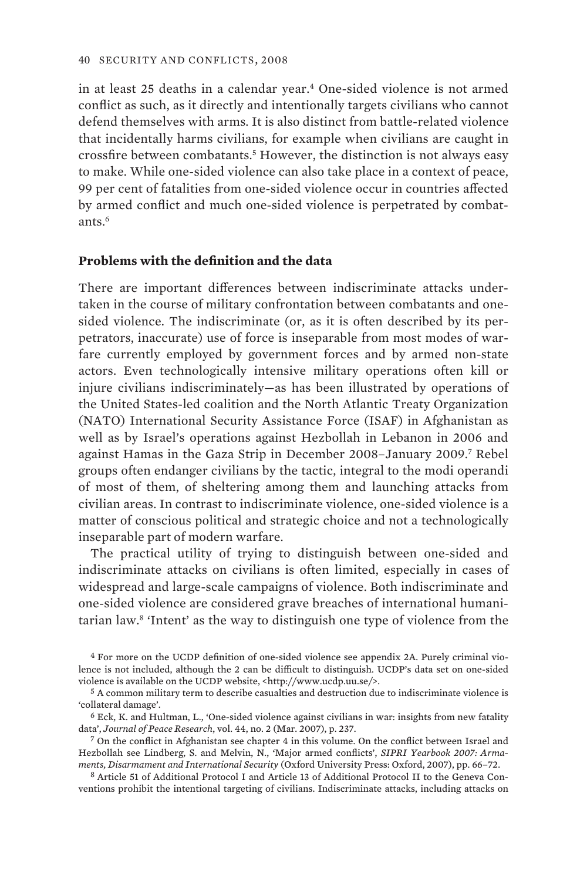in at least 25 deaths in a calendar year.[4] One-sided violence is not armed conflict as such, as it directly and intentionally targets civilians who cannot defend themselves with arms. It is also distinct from battle-related violence that incidentally harms civilians, for example when civilians are caught in crossfire between combatants.[5] However, the distinction is not always easy to make. While one-sided violence can also take place in a context of peace, 99 per cent of fatalities from one-sided violence occur in countries affected by armed conflict and much one-sided violence is perpetrated by combatants.[6]

### Problems with the definition and the data

There are important differences between indiscriminate attacks undertaken in the course of military confrontation between combatants and one-sided violence. The indiscriminate (or, as it is often described by its perpetrators, inaccurate) use of force is inseparable from most modes of warfare currently employed by government forces and by armed non-state actors. Even technologically intensive military operations often kill or injure civilians indiscriminately—as has been illustrated by operations of the United States-led coalition and the North Atlantic Treaty Organization (NATO) International Security Assistance Force (ISAF) in Afghanistan as well as by Israel's operations against Hezbollah in Lebanon in 2006 and against Hamas in the Gaza Strip in December 2008–January 2009.[7] Rebel groups often endanger civilians by the tactic, integral to the modi operandi of most of them, of sheltering among them and launching attacks from civilian areas. In contrast to indiscriminate violence, one-sided violence is a matter of conscious political and strategic choice and not a technologically inseparable part of modern warfare.

The practical utility of trying to distinguish between one-sided and indiscriminate attacks on civilians is often limited, especially in cases of widespread and large-scale campaigns of violence. Both indiscriminate and one-sided violence are considered grave breaches of international humanitarian law.[8] 'Intent' as the way to distinguish one type of violence from the

[4] For more on the UCDP definition of one-sided violence see appendix 2A. Purely criminal violence is not included, although the 2 can be difficult to distinguish. UCDP's data set on one-sided violence is available on the UCDP website, <http://www.ucdp.uu.se/>.

[5] A common military term to describe casualties and destruction due to indiscriminate violence is 'collateral damage'.

[6] Eck, K. and Hultman, L., 'One-sided violence against civilians in war: insights from new fatality data', *Journal of Peace Research*, vol. 44, no. 2 (Mar. 2007), p. 237.

[7] On the conflict in Afghanistan see chapter 4 in this volume. On the conflict between Israel and Hezbollah see Lindberg, S. and Melvin, N., 'Major armed conflicts', *SIPRI Yearbook 2007: Armaments, Disarmament and International Security* (Oxford University Press: Oxford, 2007), pp. 66–72.

[8] Article 51 of Additional Protocol I and Article 13 of Additional Protocol II to the Geneva Conventions prohibit the intentional targeting of civilians. Indiscriminate attacks, including attacks on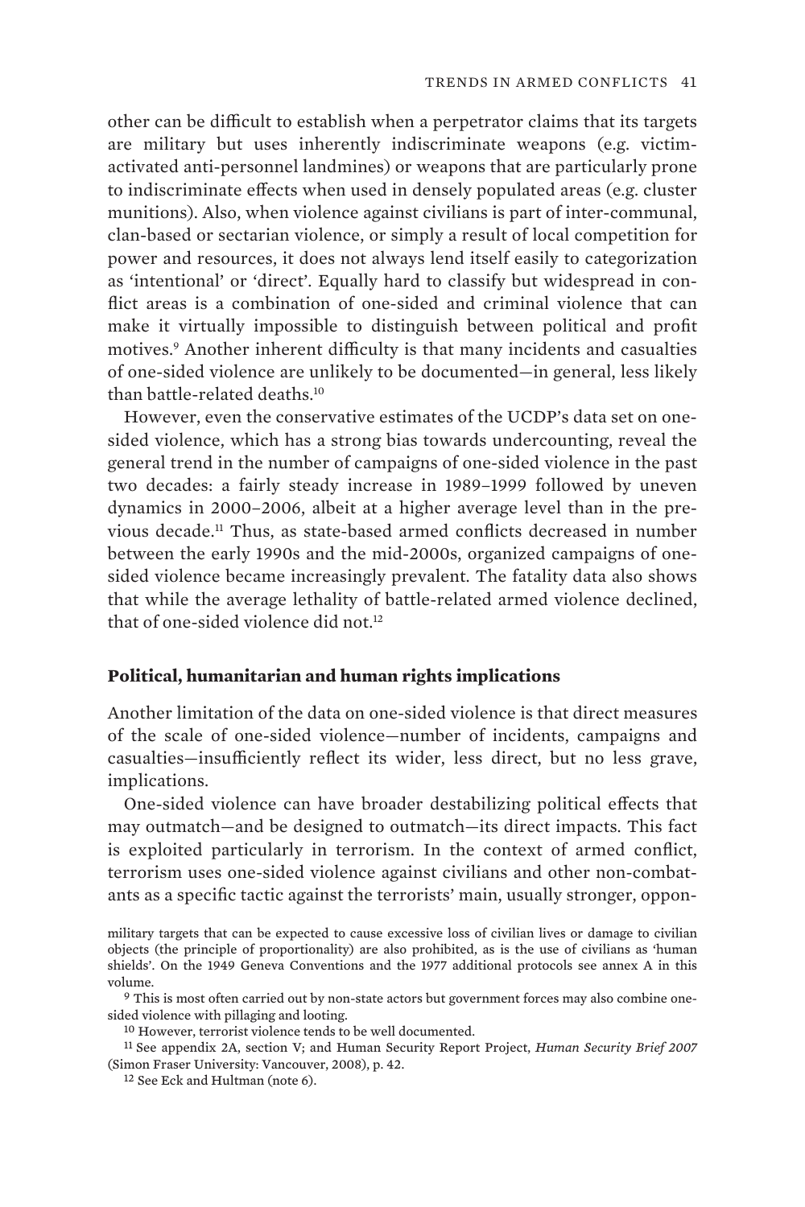other can be difficult to establish when a perpetrator claims that its targets are military but uses inherently indiscriminate weapons (e.g. victim-activated anti-personnel landmines) or weapons that are particularly prone to indiscriminate effects when used in densely populated areas (e.g. cluster munitions). Also, when violence against civilians is part of inter-communal, clan-based or sectarian violence, or simply a result of local competition for power and resources, it does not always lend itself easily to categorization as 'intentional' or 'direct'. Equally hard to classify but widespread in conflict areas is a combination of one-sided and criminal violence that can make it virtually impossible to distinguish between political and profit motives.[9] Another inherent difficulty is that many incidents and casualties of one-sided violence are unlikely to be documented—in general, less likely than battle-related deaths.[10]

However, even the conservative estimates of the UCDP's data set on one-sided violence, which has a strong bias towards undercounting, reveal the general trend in the number of campaigns of one-sided violence in the past two decades: a fairly steady increase in 1989–1999 followed by uneven dynamics in 2000–2006, albeit at a higher average level than in the previous decade.[11] Thus, as state-based armed conflicts decreased in number between the early 1990s and the mid-2000s, organized campaigns of one-sided violence became increasingly prevalent. The fatality data also shows that while the average lethality of battle-related armed violence declined, that of one-sided violence did not.[12]

### Political, humanitarian and human rights implications

Another limitation of the data on one-sided violence is that direct measures of the scale of one-sided violence—number of incidents, campaigns and casualties—insufficiently reflect its wider, less direct, but no less grave, implications.

One-sided violence can have broader destabilizing political effects that may outmatch—and be designed to outmatch—its direct impacts. This fact is exploited particularly in terrorism. In the context of armed conflict, terrorism uses one-sided violence against civilians and other non-combatants as a specific tactic against the terrorists' main, usually stronger, oppon-

---

military targets that can be expected to cause excessive loss of civilian lives or damage to civilian objects (the principle of proportionality) are also prohibited, as is the use of civilians as 'human shields'. On the 1949 Geneva Conventions and the 1977 additional protocols see annex A in this volume.

[9] This is most often carried out by non-state actors but government forces may also combine one-sided violence with pillaging and looting.

[10] However, terrorist violence tends to be well documented.

[11] See appendix 2A, section V; and Human Security Report Project, *Human Security Brief 2007* (Simon Fraser University: Vancouver, 2008), p. 42.

[12] See Eck and Hultman (note 6).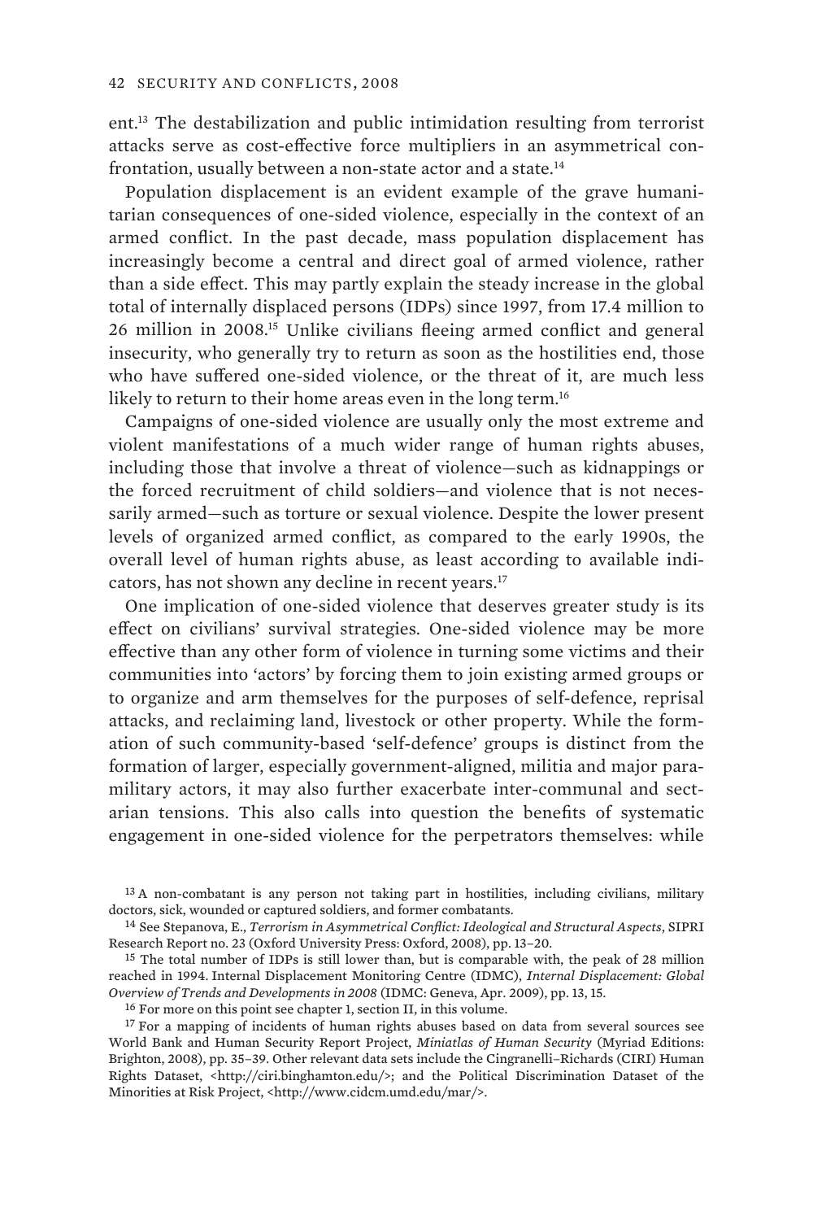ent.[13] The destabilization and public intimidation resulting from terrorist attacks serve as cost-effective force multipliers in an asymmetrical confrontation, usually between a non-state actor and a state.[14]

Population displacement is an evident example of the grave humanitarian consequences of one-sided violence, especially in the context of an armed conflict. In the past decade, mass population displacement has increasingly become a central and direct goal of armed violence, rather than a side effect. This may partly explain the steady increase in the global total of internally displaced persons (IDPs) since 1997, from 17.4 million to 26 million in 2008.[15] Unlike civilians fleeing armed conflict and general insecurity, who generally try to return as soon as the hostilities end, those who have suffered one-sided violence, or the threat of it, are much less likely to return to their home areas even in the long term.[16]

Campaigns of one-sided violence are usually only the most extreme and violent manifestations of a much wider range of human rights abuses, including those that involve a threat of violence—such as kidnappings or the forced recruitment of child soldiers—and violence that is not necessarily armed—such as torture or sexual violence. Despite the lower present levels of organized armed conflict, as compared to the early 1990s, the overall level of human rights abuse, as least according to available indicators, has not shown any decline in recent years.[17]

One implication of one-sided violence that deserves greater study is its effect on civilians' survival strategies. One-sided violence may be more effective than any other form of violence in turning some victims and their communities into 'actors' by forcing them to join existing armed groups or to organize and arm themselves for the purposes of self-defence, reprisal attacks, and reclaiming land, livestock or other property. While the formation of such community-based 'self-defence' groups is distinct from the formation of larger, especially government-aligned, militia and major paramilitary actors, it may also further exacerbate inter-communal and sectarian tensions. This also calls into question the benefits of systematic engagement in one-sided violence for the perpetrators themselves: while

[13] A non-combatant is any person not taking part in hostilities, including civilians, military doctors, sick, wounded or captured soldiers, and former combatants.

[14] See Stepanova, E., *Terrorism in Asymmetrical Conflict: Ideological and Structural Aspects*, SIPRI Research Report no. 23 (Oxford University Press: Oxford, 2008), pp. 13–20.

[15] The total number of IDPs is still lower than, but is comparable with, the peak of 28 million reached in 1994. Internal Displacement Monitoring Centre (IDMC), *Internal Displacement: Global Overview of Trends and Developments in 2008* (IDMC: Geneva, Apr. 2009), pp. 13, 15.

[16] For more on this point see chapter 1, section II, in this volume.

[17] For a mapping of incidents of human rights abuses based on data from several sources see World Bank and Human Security Report Project, *Miniatlas of Human Security* (Myriad Editions: Brighton, 2008), pp. 35–39. Other relevant data sets include the Cingranelli–Richards (CIRI) Human Rights Dataset, <http://ciri.binghamton.edu/>; and the Political Discrimination Dataset of the Minorities at Risk Project, <http://www.cidcm.umd.edu/mar/>.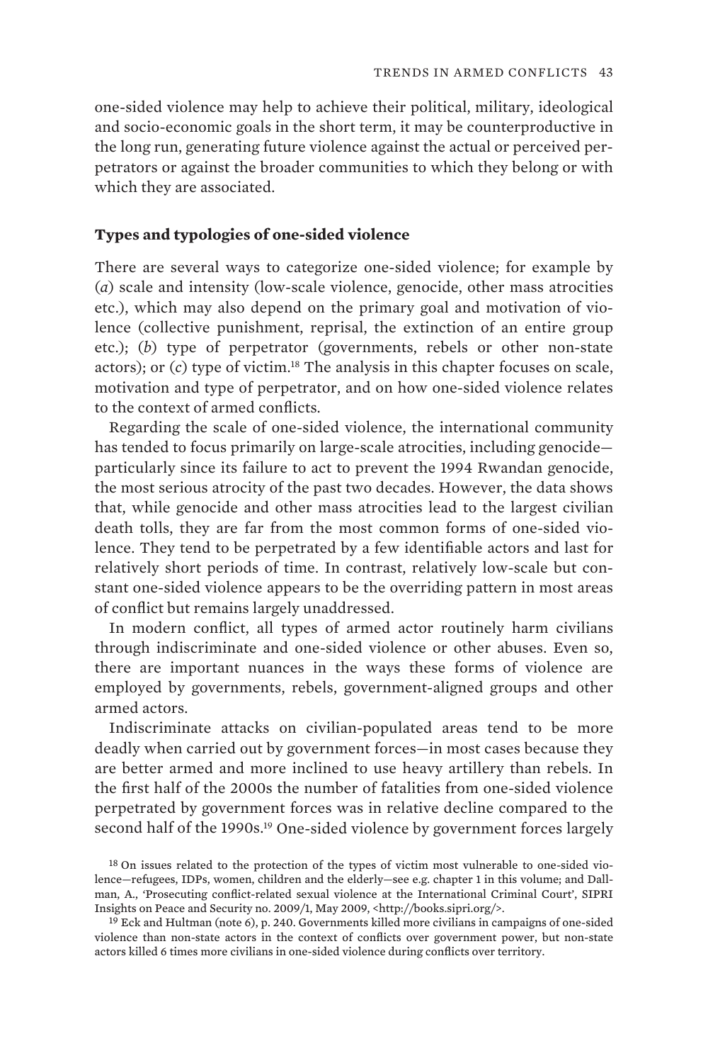one-sided violence may help to achieve their political, military, ideological and socio-economic goals in the short term, it may be counterproductive in the long run, generating future violence against the actual or perceived perpetrators or against the broader communities to which they belong or with which they are associated.

### Types and typologies of one-sided violence

There are several ways to categorize one-sided violence; for example by (*a*) scale and intensity (low-scale violence, genocide, other mass atrocities etc.), which may also depend on the primary goal and motivation of violence (collective punishment, reprisal, the extinction of an entire group etc.); (*b*) type of perpetrator (governments, rebels or other non-state actors); or (*c*) type of victim.[18] The analysis in this chapter focuses on scale, motivation and type of perpetrator, and on how one-sided violence relates to the context of armed conflicts.

Regarding the scale of one-sided violence, the international community has tended to focus primarily on large-scale atrocities, including genocide—particularly since its failure to act to prevent the 1994 Rwandan genocide, the most serious atrocity of the past two decades. However, the data shows that, while genocide and other mass atrocities lead to the largest civilian death tolls, they are far from the most common forms of one-sided violence. They tend to be perpetrated by a few identifiable actors and last for relatively short periods of time. In contrast, relatively low-scale but constant one-sided violence appears to be the overriding pattern in most areas of conflict but remains largely unaddressed.

In modern conflict, all types of armed actor routinely harm civilians through indiscriminate and one-sided violence or other abuses. Even so, there are important nuances in the ways these forms of violence are employed by governments, rebels, government-aligned groups and other armed actors.

Indiscriminate attacks on civilian-populated areas tend to be more deadly when carried out by government forces—in most cases because they are better armed and more inclined to use heavy artillery than rebels. In the first half of the 2000s the number of fatalities from one-sided violence perpetrated by government forces was in relative decline compared to the second half of the 1990s.[19] One-sided violence by government forces largely

[18] On issues related to the protection of the types of victim most vulnerable to one-sided violence—refugees, IDPs, women, children and the elderly—see e.g. chapter 1 in this volume; and Dallman, A., 'Prosecuting conflict-related sexual violence at the International Criminal Court', SIPRI Insights on Peace and Security no. 2009/1, May 2009, <http://books.sipri.org/>.

[19] Eck and Hultman (note 6), p. 240. Governments killed more civilians in campaigns of one-sided violence than non-state actors in the context of conflicts over government power, but non-state actors killed 6 times more civilians in one-sided violence during conflicts over territory.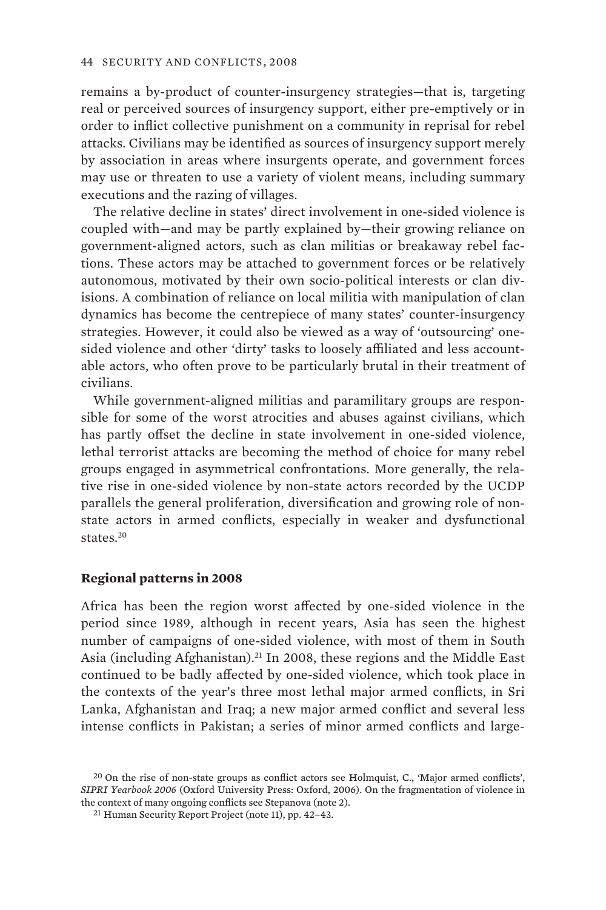remains a by-product of counter-insurgency strategies—that is, targeting real or perceived sources of insurgency support, either pre-emptively or in order to inflict collective punishment on a community in reprisal for rebel attacks. Civilians may be identified as sources of insurgency support merely by association in areas where insurgents operate, and government forces may use or threaten to use a variety of violent means, including summary executions and the razing of villages.

The relative decline in states' direct involvement in one-sided violence is coupled with—and may be partly explained by—their growing reliance on government-aligned actors, such as clan militias or breakaway rebel factions. These actors may be attached to government forces or be relatively autonomous, motivated by their own socio-political interests or clan divisions. A combination of reliance on local militia with manipulation of clan dynamics has become the centrepiece of many states' counter-insurgency strategies. However, it could also be viewed as a way of 'outsourcing' one-sided violence and other 'dirty' tasks to loosely affiliated and less accountable actors, who often prove to be particularly brutal in their treatment of civilians.

While government-aligned militias and paramilitary groups are responsible for some of the worst atrocities and abuses against civilians, which has partly offset the decline in state involvement in one-sided violence, lethal terrorist attacks are becoming the method of choice for many rebel groups engaged in asymmetrical confrontations. More generally, the relative rise in one-sided violence by non-state actors recorded by the UCDP parallels the general proliferation, diversification and growing role of non-state actors in armed conflicts, especially in weaker and dysfunctional states.[20]

**Regional patterns in 2008**

Africa has been the region worst affected by one-sided violence in the period since 1989, although in recent years, Asia has seen the highest number of campaigns of one-sided violence, with most of them in South Asia (including Afghanistan).[21] In 2008, these regions and the Middle East continued to be badly affected by one-sided violence, which took place in the contexts of the year's three most lethal major armed conflicts, in Sri Lanka, Afghanistan and Iraq; a new major armed conflict and several less intense conflicts in Pakistan; a series of minor armed conflicts and large-

[20] On the rise of non-state groups as conflict actors see Holmquist, C., 'Major armed conflicts', *SIPRI Yearbook 2006* (Oxford University Press: Oxford, 2006). On the fragmentation of violence in the context of many ongoing conflicts see Stepanova (note 2).

[21] Human Security Report Project (note 11), pp. 42–43.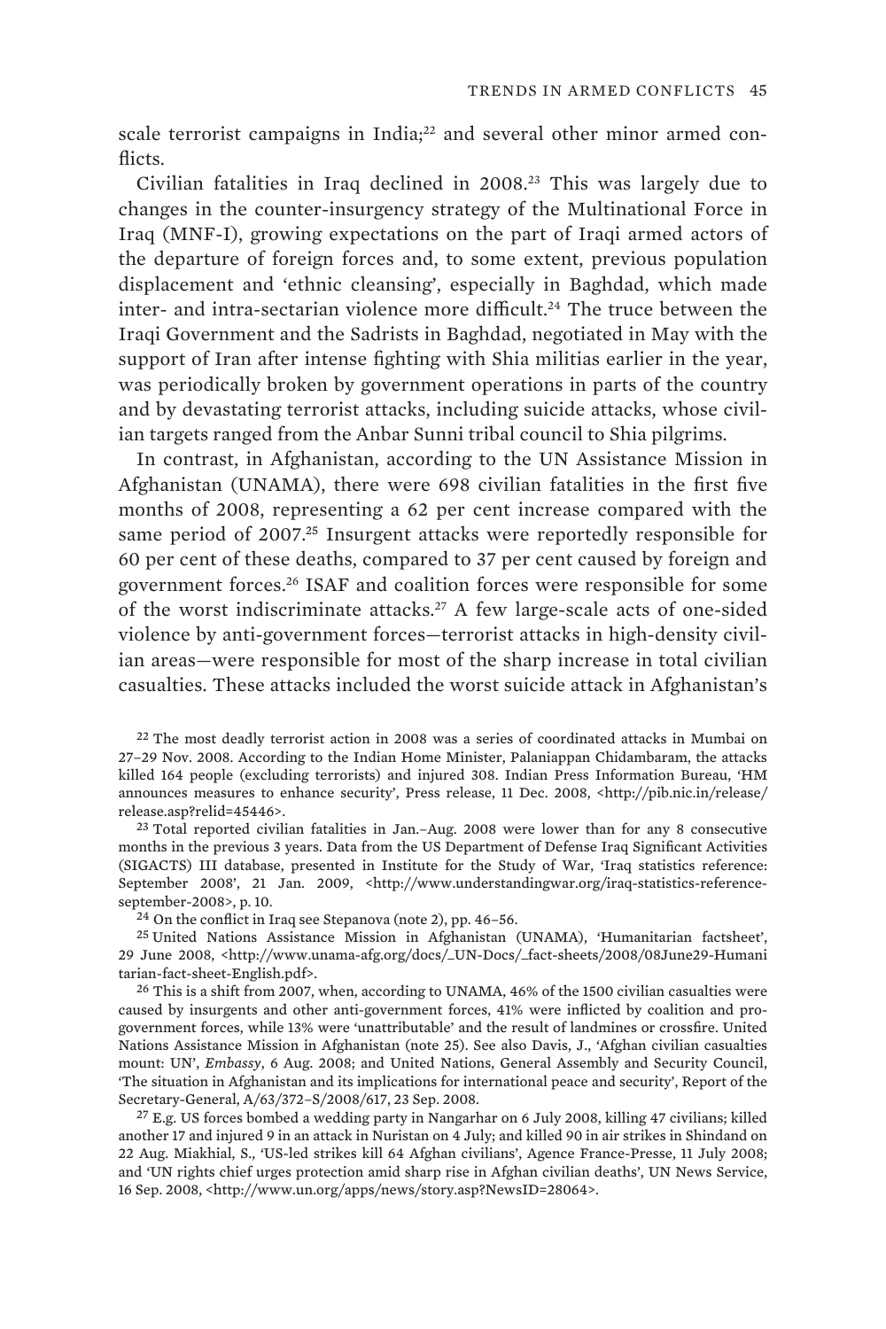scale terrorist campaigns in India;[22] and several other minor armed conflicts.

Civilian fatalities in Iraq declined in 2008.[23] This was largely due to changes in the counter-insurgency strategy of the Multinational Force in Iraq (MNF-I), growing expectations on the part of Iraqi armed actors of the departure of foreign forces and, to some extent, previous population displacement and 'ethnic cleansing', especially in Baghdad, which made inter- and intra-sectarian violence more difficult.[24] The truce between the Iraqi Government and the Sadrists in Baghdad, negotiated in May with the support of Iran after intense fighting with Shia militias earlier in the year, was periodically broken by government operations in parts of the country and by devastating terrorist attacks, including suicide attacks, whose civilian targets ranged from the Anbar Sunni tribal council to Shia pilgrims.

In contrast, in Afghanistan, according to the UN Assistance Mission in Afghanistan (UNAMA), there were 698 civilian fatalities in the first five months of 2008, representing a 62 per cent increase compared with the same period of 2007.[25] Insurgent attacks were reportedly responsible for 60 per cent of these deaths, compared to 37 per cent caused by foreign and government forces.[26] ISAF and coalition forces were responsible for some of the worst indiscriminate attacks.[27] A few large-scale acts of one-sided violence by anti-government forces—terrorist attacks in high-density civilian areas—were responsible for most of the sharp increase in total civilian casualties. These attacks included the worst suicide attack in Afghanistan's

[22] The most deadly terrorist action in 2008 was a series of coordinated attacks in Mumbai on 27–29 Nov. 2008. According to the Indian Home Minister, Palaniappan Chidambaram, the attacks killed 164 people (excluding terrorists) and injured 308. Indian Press Information Bureau, 'HM announces measures to enhance security', Press release, 11 Dec. 2008, <http://pib.nic.in/release/release.asp?relid=45446>.

[23] Total reported civilian fatalities in Jan.–Aug. 2008 were lower than for any 8 consecutive months in the previous 3 years. Data from the US Department of Defense Iraq Significant Activities (SIGACTS) III database, presented in Institute for the Study of War, 'Iraq statistics reference: September 2008', 21 Jan. 2009, <http://www.understandingwar.org/iraq-statistics-reference-september-2008>, p. 10.

[24] On the conflict in Iraq see Stepanova (note 2), pp. 46–56.

[25] United Nations Assistance Mission in Afghanistan (UNAMA), 'Humanitarian factsheet', 29 June 2008, <http://www.unama-afg.org/docs/_UN-Docs/_fact-sheets/2008/08June29-Humanitarian-fact-sheet-English.pdf>.

[26] This is a shift from 2007, when, according to UNAMA, 46% of the 1500 civilian casualties were caused by insurgents and other anti-government forces, 41% were inflicted by coalition and pro-government forces, while 13% were 'unattributable' and the result of landmines or crossfire. United Nations Assistance Mission in Afghanistan (note 25). See also Davis, J., 'Afghan civilian casualties mount: UN', *Embassy*, 6 Aug. 2008; and United Nations, General Assembly and Security Council, 'The situation in Afghanistan and its implications for international peace and security', Report of the Secretary-General, A/63/372–S/2008/617, 23 Sep. 2008.

[27] E.g. US forces bombed a wedding party in Nangarhar on 6 July 2008, killing 47 civilians; killed another 17 and injured 9 in an attack in Nuristan on 4 July; and killed 90 in air strikes in Shindand on 22 Aug. Miakhial, S., 'US-led strikes kill 64 Afghan civilians', Agence France-Presse, 11 July 2008; and 'UN rights chief urges protection amid sharp rise in Afghan civilian deaths', UN News Service, 16 Sep. 2008, <http://www.un.org/apps/news/story.asp?NewsID=28064>.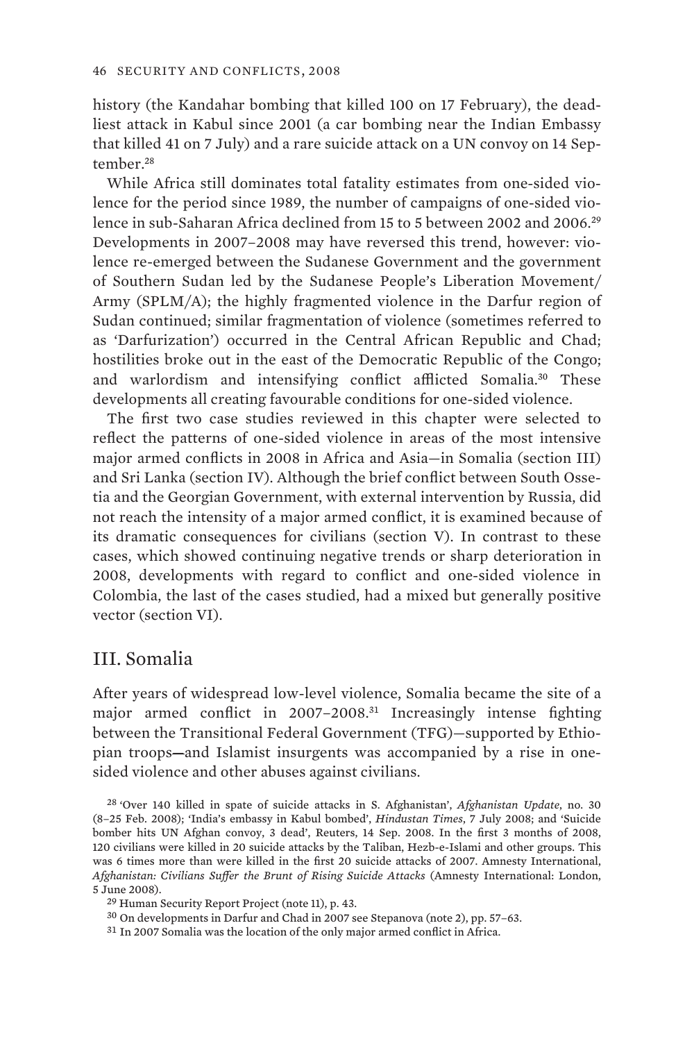history (the Kandahar bombing that killed 100 on 17 February), the deadliest attack in Kabul since 2001 (a car bombing near the Indian Embassy that killed 41 on 7 July) and a rare suicide attack on a UN convoy on 14 September.[28]

While Africa still dominates total fatality estimates from one-sided violence for the period since 1989, the number of campaigns of one-sided violence in sub-Saharan Africa declined from 15 to 5 between 2002 and 2006.[29] Developments in 2007–2008 may have reversed this trend, however: violence re-emerged between the Sudanese Government and the government of Southern Sudan led by the Sudanese People's Liberation Movement/Army (SPLM/A); the highly fragmented violence in the Darfur region of Sudan continued; similar fragmentation of violence (sometimes referred to as 'Darfurization') occurred in the Central African Republic and Chad; hostilities broke out in the east of the Democratic Republic of the Congo; and warlordism and intensifying conflict afflicted Somalia.[30] These developments all creating favourable conditions for one-sided violence.

The first two case studies reviewed in this chapter were selected to reflect the patterns of one-sided violence in areas of the most intensive major armed conflicts in 2008 in Africa and Asia—in Somalia (section III) and Sri Lanka (section IV). Although the brief conflict between South Ossetia and the Georgian Government, with external intervention by Russia, did not reach the intensity of a major armed conflict, it is examined because of its dramatic consequences for civilians (section V). In contrast to these cases, which showed continuing negative trends or sharp deterioration in 2008, developments with regard to conflict and one-sided violence in Colombia, the last of the cases studied, had a mixed but generally positive vector (section VI).

## III. Somalia

After years of widespread low-level violence, Somalia became the site of a major armed conflict in 2007–2008.[31] Increasingly intense fighting between the Transitional Federal Government (TFG)—supported by Ethiopian troops—and Islamist insurgents was accompanied by a rise in one-sided violence and other abuses against civilians.

[28] 'Over 140 killed in spate of suicide attacks in S. Afghanistan', *Afghanistan Update*, no. 30 (8–25 Feb. 2008); 'India's embassy in Kabul bombed', *Hindustan Times*, 7 July 2008; and 'Suicide bomber hits UN Afghan convoy, 3 dead', Reuters, 14 Sep. 2008. In the first 3 months of 2008, 120 civilians were killed in 20 suicide attacks by the Taliban, Hezb-e-Islami and other groups. This was 6 times more than were killed in the first 20 suicide attacks of 2007. Amnesty International, *Afghanistan: Civilians Suffer the Brunt of Rising Suicide Attacks* (Amnesty International: London, 5 June 2008).

[29] Human Security Report Project (note 11), p. 43.

[30] On developments in Darfur and Chad in 2007 see Stepanova (note 2), pp. 57–63.

[31] In 2007 Somalia was the location of the only major armed conflict in Africa.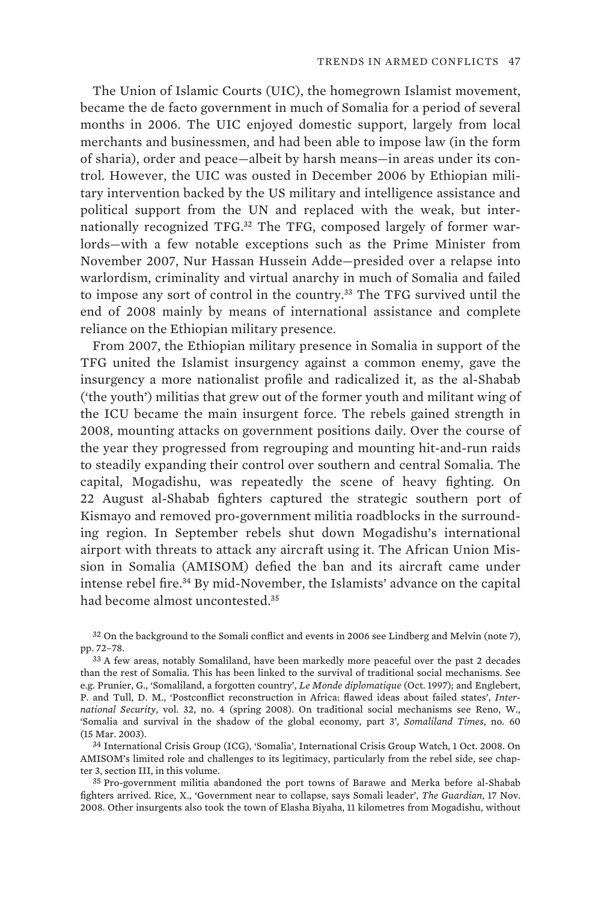The Union of Islamic Courts (UIC), the homegrown Islamist movement, became the de facto government in much of Somalia for a period of several months in 2006. The UIC enjoyed domestic support, largely from local merchants and businessmen, and had been able to impose law (in the form of sharia), order and peace—albeit by harsh means—in areas under its control. However, the UIC was ousted in December 2006 by Ethiopian military intervention backed by the US military and intelligence assistance and political support from the UN and replaced with the weak, but internationally recognized TFG.[32] The TFG, composed largely of former warlords—with a few notable exceptions such as the Prime Minister from November 2007, Nur Hassan Hussein Adde—presided over a relapse into warlordism, criminality and virtual anarchy in much of Somalia and failed to impose any sort of control in the country.[33] The TFG survived until the end of 2008 mainly by means of international assistance and complete reliance on the Ethiopian military presence.

From 2007, the Ethiopian military presence in Somalia in support of the TFG united the Islamist insurgency against a common enemy, gave the insurgency a more nationalist profile and radicalized it, as the al-Shabab ('the youth') militias that grew out of the former youth and militant wing of the ICU became the main insurgent force. The rebels gained strength in 2008, mounting attacks on government positions daily. Over the course of the year they progressed from regrouping and mounting hit-and-run raids to steadily expanding their control over southern and central Somalia. The capital, Mogadishu, was repeatedly the scene of heavy fighting. On 22 August al-Shabab fighters captured the strategic southern port of Kismayo and removed pro-government militia roadblocks in the surrounding region. In September rebels shut down Mogadishu's international airport with threats to attack any aircraft using it. The African Union Mission in Somalia (AMISOM) defied the ban and its aircraft came under intense rebel fire.[34] By mid-November, the Islamists' advance on the capital had become almost uncontested.[35]

[32] On the background to the Somali conflict and events in 2006 see Lindberg and Melvin (note 7), pp. 72–78.

[33] A few areas, notably Somaliland, have been markedly more peaceful over the past 2 decades than the rest of Somalia. This has been linked to the survival of traditional social mechanisms. See e.g. Prunier, G., 'Somaliland, a forgotten country', *Le Monde diplomatique* (Oct. 1997); and Englebert, P. and Tull, D. M., 'Postconflict reconstruction in Africa: flawed ideas about failed states', *International Security*, vol. 32, no. 4 (spring 2008). On traditional social mechanisms see Reno, W., 'Somalia and survival in the shadow of the global economy, part 3', *Somaliland Times*, no. 60 (15 Mar. 2003).

[34] International Crisis Group (ICG), 'Somalia', International Crisis Group Watch, 1 Oct. 2008. On AMISOM's limited role and challenges to its legitimacy, particularly from the rebel side, see chapter 3, section III, in this volume.

[35] Pro-government militia abandoned the port towns of Barawe and Merka before al-Shabab fighters arrived. Rice, X., 'Government near to collapse, says Somali leader', *The Guardian*, 17 Nov. 2008. Other insurgents also took the town of Elasha Biyaha, 11 kilometres from Mogadishu, without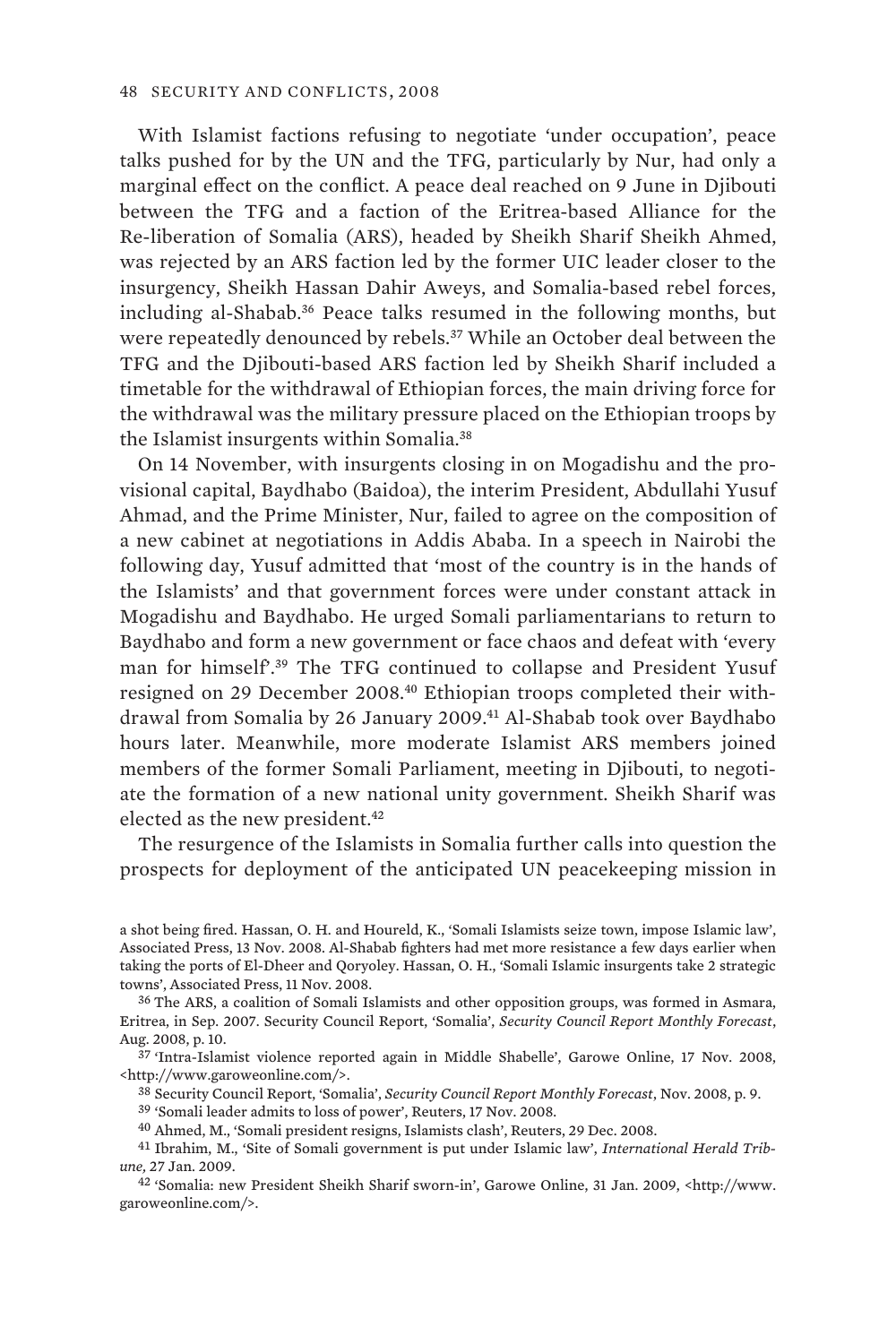With Islamist factions refusing to negotiate 'under occupation', peace talks pushed for by the UN and the TFG, particularly by Nur, had only a marginal effect on the conflict. A peace deal reached on 9 June in Djibouti between the TFG and a faction of the Eritrea-based Alliance for the Re-liberation of Somalia (ARS), headed by Sheikh Sharif Sheikh Ahmed, was rejected by an ARS faction led by the former UIC leader closer to the insurgency, Sheikh Hassan Dahir Aweys, and Somalia-based rebel forces, including al-Shabab.[36] Peace talks resumed in the following months, but were repeatedly denounced by rebels.[37] While an October deal between the TFG and the Djibouti-based ARS faction led by Sheikh Sharif included a timetable for the withdrawal of Ethiopian forces, the main driving force for the withdrawal was the military pressure placed on the Ethiopian troops by the Islamist insurgents within Somalia.[38]

On 14 November, with insurgents closing in on Mogadishu and the provisional capital, Baydhabo (Baidoa), the interim President, Abdullahi Yusuf Ahmad, and the Prime Minister, Nur, failed to agree on the composition of a new cabinet at negotiations in Addis Ababa. In a speech in Nairobi the following day, Yusuf admitted that 'most of the country is in the hands of the Islamists' and that government forces were under constant attack in Mogadishu and Baydhabo. He urged Somali parliamentarians to return to Baydhabo and form a new government or face chaos and defeat with 'every man for himself'.[39] The TFG continued to collapse and President Yusuf resigned on 29 December 2008.[40] Ethiopian troops completed their withdrawal from Somalia by 26 January 2009.[41] Al-Shabab took over Baydhabo hours later. Meanwhile, more moderate Islamist ARS members joined members of the former Somali Parliament, meeting in Djibouti, to negotiate the formation of a new national unity government. Sheikh Sharif was elected as the new president.[42]

The resurgence of the Islamists in Somalia further calls into question the prospects for deployment of the anticipated UN peacekeeping mission in

---

a shot being fired. Hassan, O. H. and Houreld, K., 'Somali Islamists seize town, impose Islamic law', Associated Press, 13 Nov. 2008. Al-Shabab fighters had met more resistance a few days earlier when taking the ports of El-Dheer and Qoryoley. Hassan, O. H., 'Somali Islamic insurgents take 2 strategic towns', Associated Press, 11 Nov. 2008.

[36] The ARS, a coalition of Somali Islamists and other opposition groups, was formed in Asmara, Eritrea, in Sep. 2007. Security Council Report, 'Somalia', *Security Council Report Monthly Forecast*, Aug. 2008, p. 10.

[37] 'Intra-Islamist violence reported again in Middle Shabelle', Garowe Online, 17 Nov. 2008, <http://www.garoweonline.com/>.

[38] Security Council Report, 'Somalia', *Security Council Report Monthly Forecast*, Nov. 2008, p. 9.

[39] 'Somali leader admits to loss of power', Reuters, 17 Nov. 2008.

[40] Ahmed, M., 'Somali president resigns, Islamists clash', Reuters, 29 Dec. 2008.

[41] Ibrahim, M., 'Site of Somali government is put under Islamic law', *International Herald Tribune,* 27 Jan. 2009.

[42] 'Somalia: new President Sheikh Sharif sworn-in', Garowe Online, 31 Jan. 2009, <http://www.garoweonline.com/>.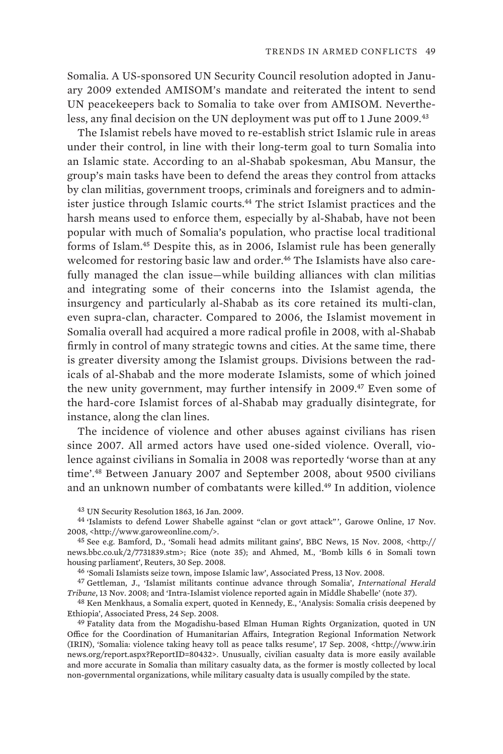Somalia. A US-sponsored UN Security Council resolution adopted in January 2009 extended AMISOM's mandate and reiterated the intent to send UN peacekeepers back to Somalia to take over from AMISOM. Nevertheless, any final decision on the UN deployment was put off to 1 June 2009.[43]

The Islamist rebels have moved to re-establish strict Islamic rule in areas under their control, in line with their long-term goal to turn Somalia into an Islamic state. According to an al-Shabab spokesman, Abu Mansur, the group's main tasks have been to defend the areas they control from attacks by clan militias, government troops, criminals and foreigners and to administer justice through Islamic courts.[44] The strict Islamist practices and the harsh means used to enforce them, especially by al-Shabab, have not been popular with much of Somalia's population, who practise local traditional forms of Islam.[45] Despite this, as in 2006, Islamist rule has been generally welcomed for restoring basic law and order.[46] The Islamists have also carefully managed the clan issue—while building alliances with clan militias and integrating some of their concerns into the Islamist agenda, the insurgency and particularly al-Shabab as its core retained its multi-clan, even supra-clan, character. Compared to 2006, the Islamist movement in Somalia overall had acquired a more radical profile in 2008, with al-Shabab firmly in control of many strategic towns and cities. At the same time, there is greater diversity among the Islamist groups. Divisions between the radicals of al-Shabab and the more moderate Islamists, some of which joined the new unity government, may further intensify in 2009.[47] Even some of the hard-core Islamist forces of al-Shabab may gradually disintegrate, for instance, along the clan lines.

The incidence of violence and other abuses against civilians has risen since 2007. All armed actors have used one-sided violence. Overall, violence against civilians in Somalia in 2008 was reportedly 'worse than at any time'.[48] Between January 2007 and September 2008, about 9500 civilians and an unknown number of combatants were killed.[49] In addition, violence

[43] UN Security Resolution 1863, 16 Jan. 2009.

[44] 'Islamists to defend Lower Shabelle against "clan or govt attack"', Garowe Online, 17 Nov. 2008, <http://www.garoweonline.com/>.

[45] See e.g. Bamford, D., 'Somali head admits militant gains', BBC News, 15 Nov. 2008, <http://news.bbc.co.uk/2/7731839.stm>; Rice (note 35); and Ahmed, M., 'Bomb kills 6 in Somali town housing parliament', Reuters, 30 Sep. 2008.

[46] 'Somali Islamists seize town, impose Islamic law', Associated Press, 13 Nov. 2008.

[47] Gettleman, J., 'Islamist militants continue advance through Somalia', *International Herald Tribune*, 13 Nov. 2008; and 'Intra-Islamist violence reported again in Middle Shabelle' (note 37).

[48] Ken Menkhaus, a Somalia expert, quoted in Kennedy, E., 'Analysis: Somalia crisis deepened by Ethiopia', Associated Press, 24 Sep. 2008.

[49] Fatality data from the Mogadishu-based Elman Human Rights Organization, quoted in UN Office for the Coordination of Humanitarian Affairs, Integration Regional Information Network (IRIN), 'Somalia: violence taking heavy toll as peace talks resume', 17 Sep. 2008, <http://www.irinnews.org/report.aspx?ReportID=80432>. Unusually, civilian casualty data is more easily available and more accurate in Somalia than military casualty data, as the former is mostly collected by local non-governmental organizations, while military casualty data is usually compiled by the state.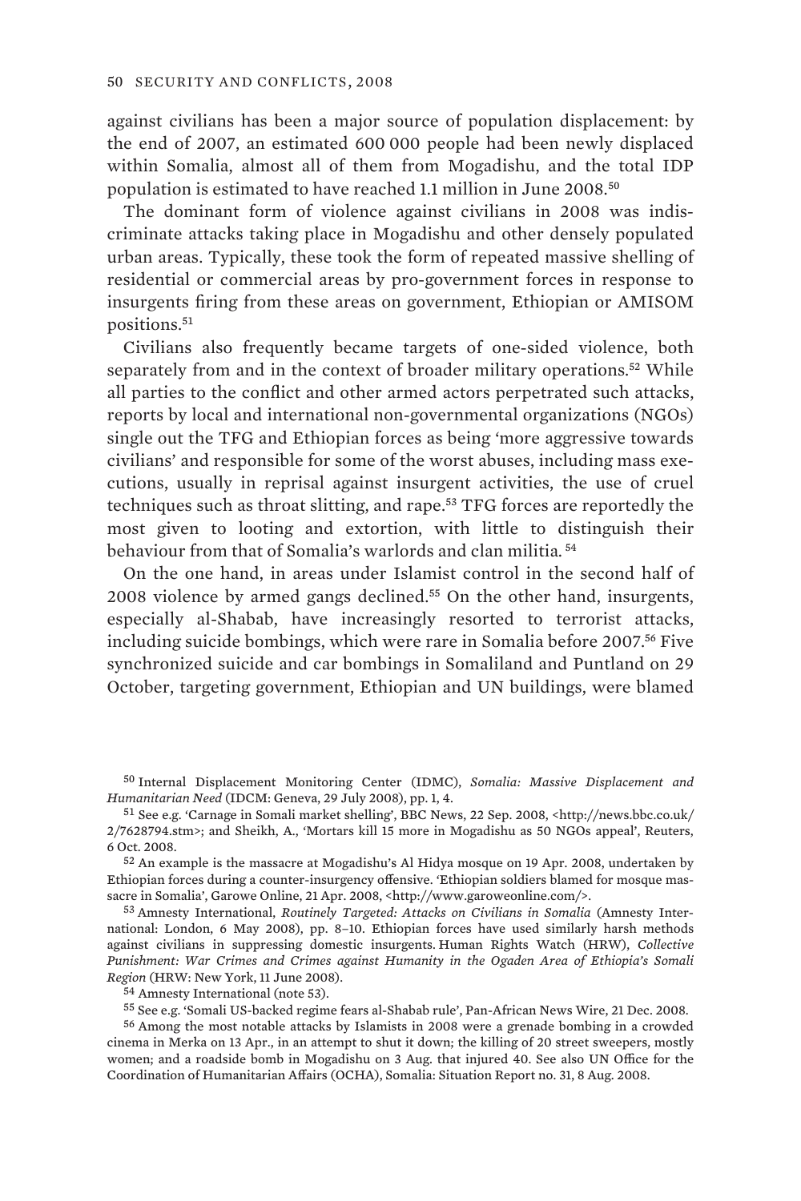against civilians has been a major source of population displacement: by the end of 2007, an estimated 600 000 people had been newly displaced within Somalia, almost all of them from Mogadishu, and the total IDP population is estimated to have reached 1.1 million in June 2008.[50]

The dominant form of violence against civilians in 2008 was indiscriminate attacks taking place in Mogadishu and other densely populated urban areas. Typically, these took the form of repeated massive shelling of residential or commercial areas by pro-government forces in response to insurgents firing from these areas on government, Ethiopian or AMISOM positions.[51]

Civilians also frequently became targets of one-sided violence, both separately from and in the context of broader military operations.[52] While all parties to the conflict and other armed actors perpetrated such attacks, reports by local and international non-governmental organizations (NGOs) single out the TFG and Ethiopian forces as being 'more aggressive towards civilians' and responsible for some of the worst abuses, including mass executions, usually in reprisal against insurgent activities, the use of cruel techniques such as throat slitting, and rape.[53] TFG forces are reportedly the most given to looting and extortion, with little to distinguish their behaviour from that of Somalia's warlords and clan militia.[54]

On the one hand, in areas under Islamist control in the second half of 2008 violence by armed gangs declined.[55] On the other hand, insurgents, especially al-Shabab, have increasingly resorted to terrorist attacks, including suicide bombings, which were rare in Somalia before 2007.[56] Five synchronized suicide and car bombings in Somaliland and Puntland on 29 October, targeting government, Ethiopian and UN buildings, were blamed

[50] Internal Displacement Monitoring Center (IDMC), *Somalia: Massive Displacement and Humanitarian Need* (IDCM: Geneva, 29 July 2008), pp. 1, 4.

[51] See e.g. 'Carnage in Somali market shelling', BBC News, 22 Sep. 2008, <http://news.bbc.co.uk/2/7628794.stm>; and Sheikh, A., 'Mortars kill 15 more in Mogadishu as 50 NGOs appeal', Reuters, 6 Oct. 2008.

[52] An example is the massacre at Mogadishu's Al Hidya mosque on 19 Apr. 2008, undertaken by Ethiopian forces during a counter-insurgency offensive. 'Ethiopian soldiers blamed for mosque massacre in Somalia', Garowe Online, 21 Apr. 2008, <http://www.garoweonline.com/>.

[53] Amnesty International, *Routinely Targeted: Attacks on Civilians in Somalia* (Amnesty International: London, 6 May 2008), pp. 8–10. Ethiopian forces have used similarly harsh methods against civilians in suppressing domestic insurgents. Human Rights Watch (HRW), *Collective Punishment: War Crimes and Crimes against Humanity in the Ogaden Area of Ethiopia's Somali Region* (HRW: New York, 11 June 2008).

[54] Amnesty International (note 53).

[55] See e.g. 'Somali US-backed regime fears al-Shabab rule', Pan-African News Wire, 21 Dec. 2008.

[56] Among the most notable attacks by Islamists in 2008 were a grenade bombing in a crowded cinema in Merka on 13 Apr., in an attempt to shut it down; the killing of 20 street sweepers, mostly women; and a roadside bomb in Mogadishu on 3 Aug. that injured 40. See also UN Office for the Coordination of Humanitarian Affairs (OCHA), Somalia: Situation Report no. 31, 8 Aug. 2008.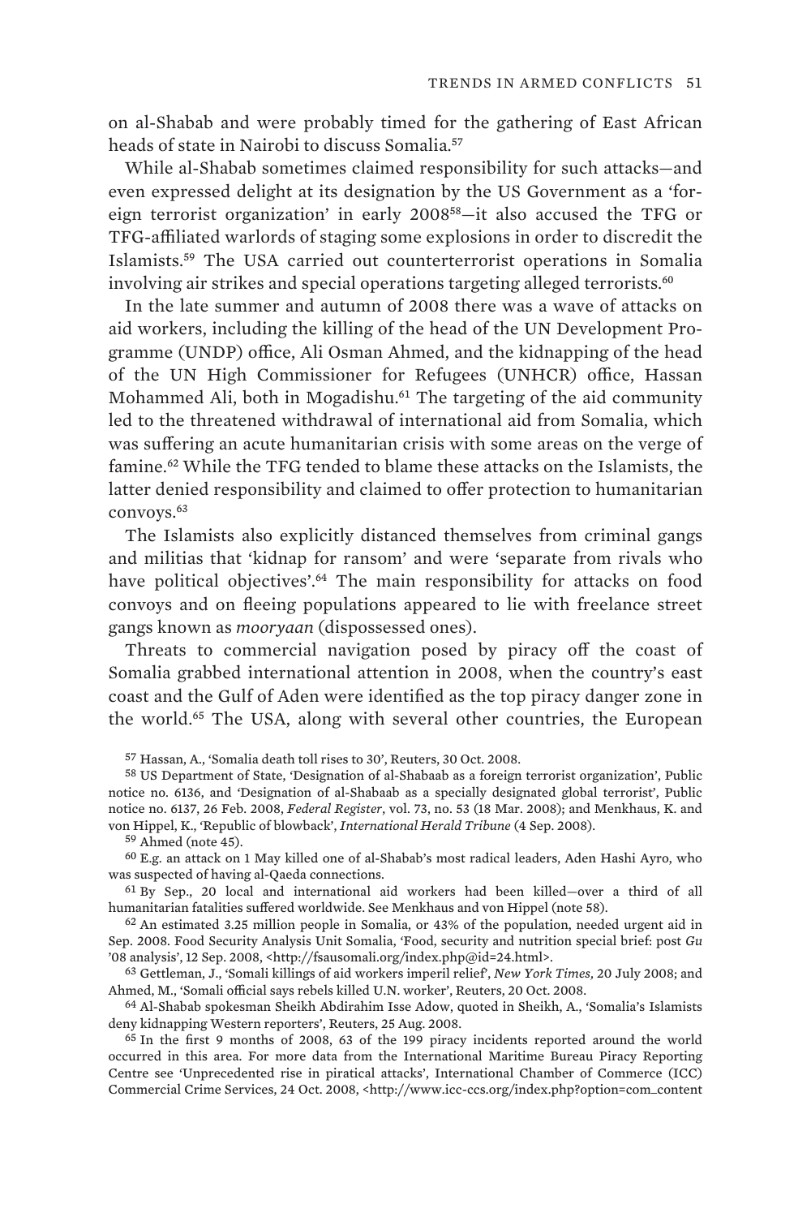on al-Shabab and were probably timed for the gathering of East African heads of state in Nairobi to discuss Somalia.[57]

While al-Shabab sometimes claimed responsibility for such attacks—and even expressed delight at its designation by the US Government as a 'foreign terrorist organization' in early 2008[58]—it also accused the TFG or TFG-affiliated warlords of staging some explosions in order to discredit the Islamists.[59] The USA carried out counterterrorist operations in Somalia involving air strikes and special operations targeting alleged terrorists.[60]

In the late summer and autumn of 2008 there was a wave of attacks on aid workers, including the killing of the head of the UN Development Programme (UNDP) office, Ali Osman Ahmed, and the kidnapping of the head of the UN High Commissioner for Refugees (UNHCR) office, Hassan Mohammed Ali, both in Mogadishu.[61] The targeting of the aid community led to the threatened withdrawal of international aid from Somalia, which was suffering an acute humanitarian crisis with some areas on the verge of famine.[62] While the TFG tended to blame these attacks on the Islamists, the latter denied responsibility and claimed to offer protection to humanitarian convoys.[63]

The Islamists also explicitly distanced themselves from criminal gangs and militias that 'kidnap for ransom' and were 'separate from rivals who have political objectives'.[64] The main responsibility for attacks on food convoys and on fleeing populations appeared to lie with freelance street gangs known as *mooryaan* (dispossessed ones).

Threats to commercial navigation posed by piracy off the coast of Somalia grabbed international attention in 2008, when the country's east coast and the Gulf of Aden were identified as the top piracy danger zone in the world.[65] The USA, along with several other countries, the European

[57] Hassan, A., 'Somalia death toll rises to 30', Reuters, 30 Oct. 2008.

[58] US Department of State, 'Designation of al-Shabaab as a foreign terrorist organization', Public notice no. 6136, and 'Designation of al-Shabaab as a specially designated global terrorist', Public notice no. 6137, 26 Feb. 2008, *Federal Register*, vol. 73, no. 53 (18 Mar. 2008); and Menkhaus, K. and von Hippel, K., 'Republic of blowback', *International Herald Tribune* (4 Sep. 2008).

[59] Ahmed (note 45).

[60] E.g. an attack on 1 May killed one of al-Shabab's most radical leaders, Aden Hashi Ayro, who was suspected of having al-Qaeda connections.

[61] By Sep., 20 local and international aid workers had been killed—over a third of all humanitarian fatalities suffered worldwide. See Menkhaus and von Hippel (note 58).

[62] An estimated 3.25 million people in Somalia, or 43% of the population, needed urgent aid in Sep. 2008. Food Security Analysis Unit Somalia, 'Food, security and nutrition special brief: post *Gu* '08 analysis', 12 Sep. 2008, <http://fsausomali.org/index.php@id=24.html>.

[63] Gettleman, J., 'Somali killings of aid workers imperil relief', *New York Times*, 20 July 2008; and Ahmed, M., 'Somali official says rebels killed U.N. worker', Reuters, 20 Oct. 2008.

[64] Al-Shabab spokesman Sheikh Abdirahim Isse Adow, quoted in Sheikh, A., 'Somalia's Islamists deny kidnapping Western reporters', Reuters, 25 Aug. 2008.

[65] In the first 9 months of 2008, 63 of the 199 piracy incidents reported around the world occurred in this area. For more data from the International Maritime Bureau Piracy Reporting Centre see 'Unprecedented rise in piratical attacks', International Chamber of Commerce (ICC) Commercial Crime Services, 24 Oct. 2008, <http://www.icc-ccs.org/index.php?option=com_content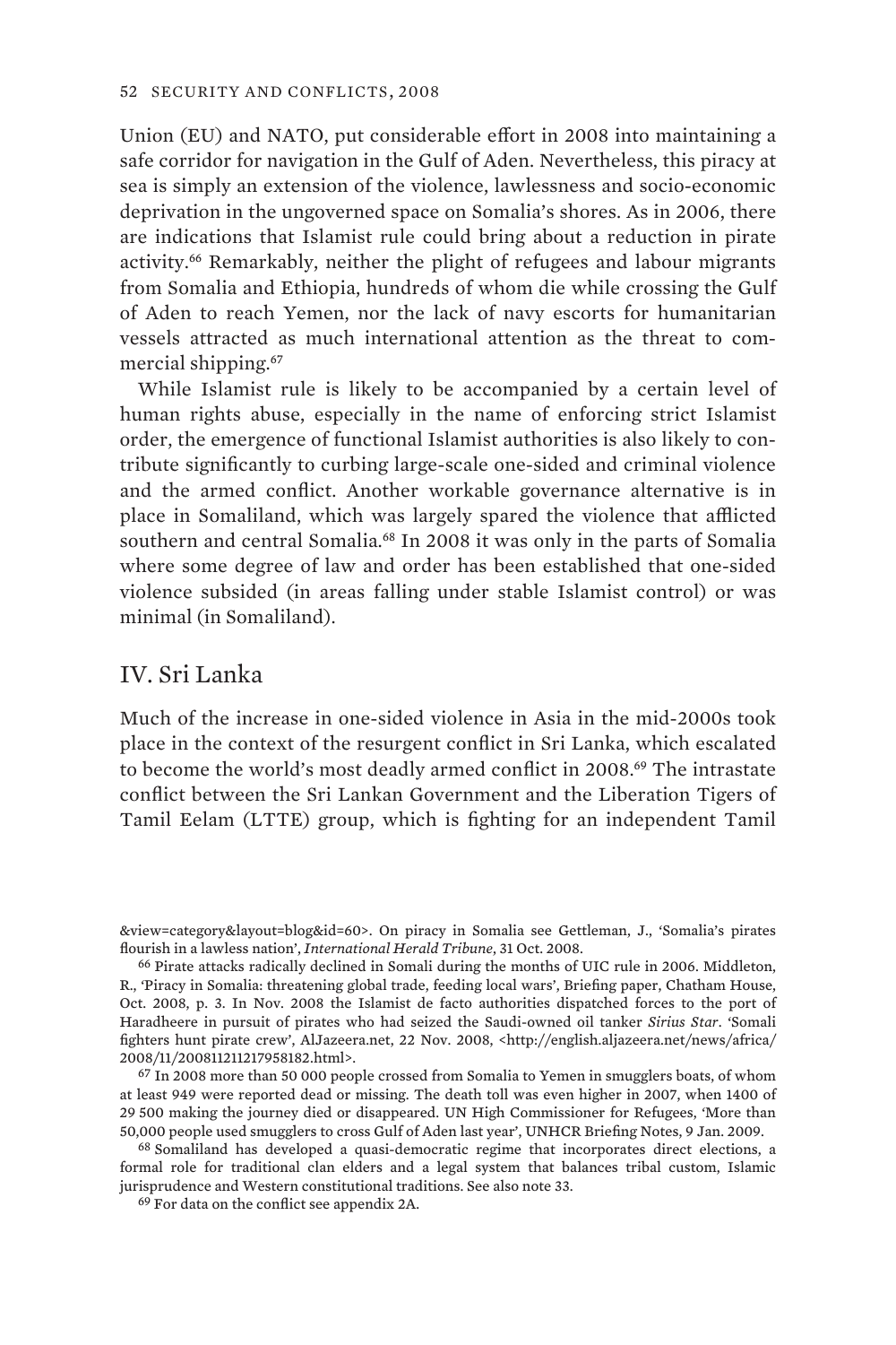Union (EU) and NATO, put considerable effort in 2008 into maintaining a safe corridor for navigation in the Gulf of Aden. Nevertheless, this piracy at sea is simply an extension of the violence, lawlessness and socio-economic deprivation in the ungoverned space on Somalia's shores. As in 2006, there are indications that Islamist rule could bring about a reduction in pirate activity.[66] Remarkably, neither the plight of refugees and labour migrants from Somalia and Ethiopia, hundreds of whom die while crossing the Gulf of Aden to reach Yemen, nor the lack of navy escorts for humanitarian vessels attracted as much international attention as the threat to commercial shipping.[67]

While Islamist rule is likely to be accompanied by a certain level of human rights abuse, especially in the name of enforcing strict Islamist order, the emergence of functional Islamist authorities is also likely to contribute significantly to curbing large-scale one-sided and criminal violence and the armed conflict. Another workable governance alternative is in place in Somaliland, which was largely spared the violence that afflicted southern and central Somalia.[68] In 2008 it was only in the parts of Somalia where some degree of law and order has been established that one-sided violence subsided (in areas falling under stable Islamist control) or was minimal (in Somaliland).

## IV. Sri Lanka

Much of the increase in one-sided violence in Asia in the mid-2000s took place in the context of the resurgent conflict in Sri Lanka, which escalated to become the world's most deadly armed conflict in 2008.[69] The intrastate conflict between the Sri Lankan Government and the Liberation Tigers of Tamil Eelam (LTTE) group, which is fighting for an independent Tamil

&view=category&layout=blog&id=60>. On piracy in Somalia see Gettleman, J., 'Somalia's pirates flourish in a lawless nation', *International Herald Tribune*, 31 Oct. 2008.

[66] Pirate attacks radically declined in Somali during the months of UIC rule in 2006. Middleton, R., 'Piracy in Somalia: threatening global trade, feeding local wars', Briefing paper, Chatham House, Oct. 2008, p. 3. In Nov. 2008 the Islamist de facto authorities dispatched forces to the port of Haradheere in pursuit of pirates who had seized the Saudi-owned oil tanker *Sirius Star*. 'Somali fighters hunt pirate crew', AlJazeera.net, 22 Nov. 2008, <http://english.aljazeera.net/news/africa/2008/11/200811211217958182.html>.

[67] In 2008 more than 50 000 people crossed from Somalia to Yemen in smugglers boats, of whom at least 949 were reported dead or missing. The death toll was even higher in 2007, when 1400 of 29 500 making the journey died or disappeared. UN High Commissioner for Refugees, 'More than 50,000 people used smugglers to cross Gulf of Aden last year', UNHCR Briefing Notes, 9 Jan. 2009.

[68] Somaliland has developed a quasi-democratic regime that incorporates direct elections, a formal role for traditional clan elders and a legal system that balances tribal custom, Islamic jurisprudence and Western constitutional traditions. See also note 33.

[69] For data on the conflict see appendix 2A.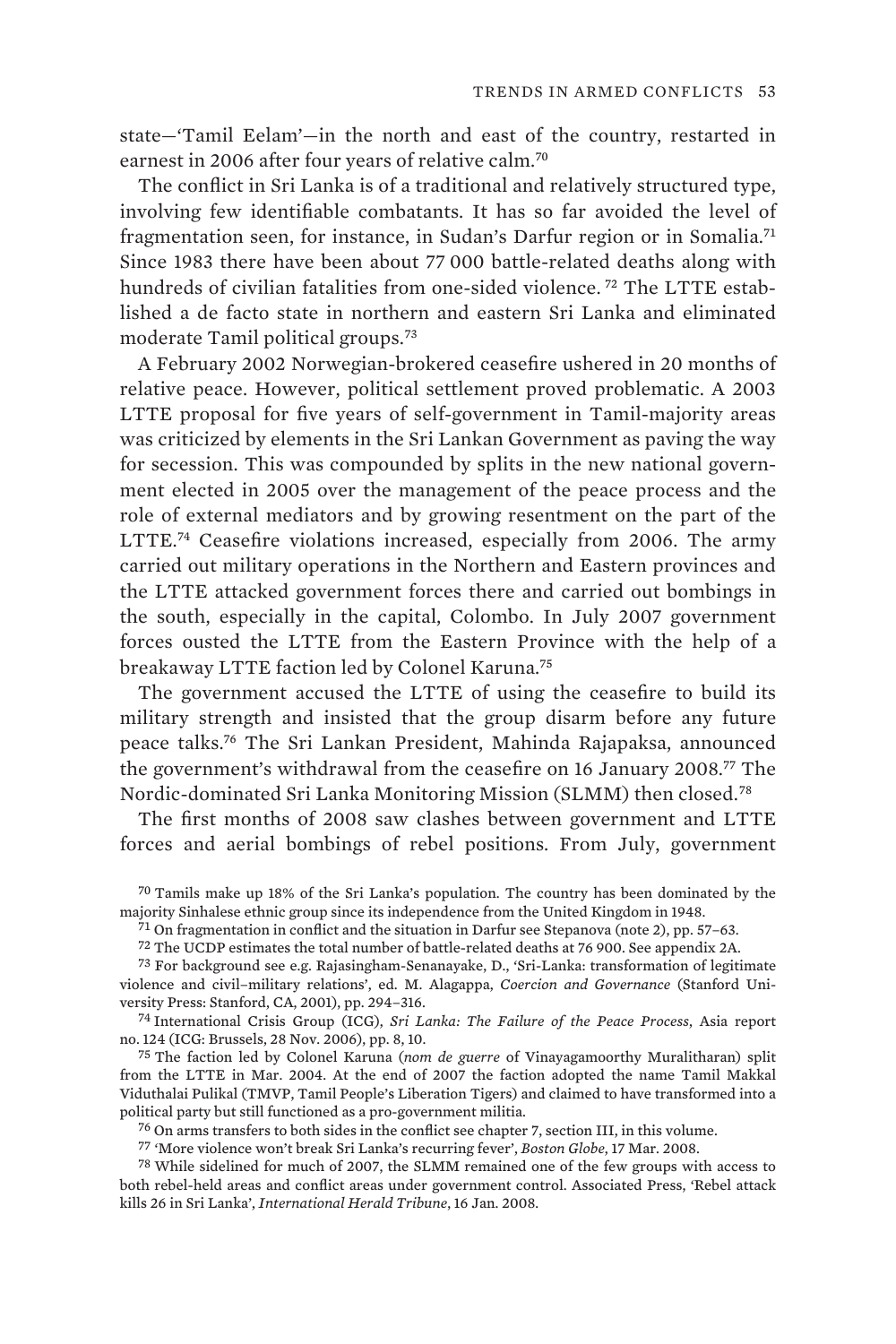state—'Tamil Eelam'—in the north and east of the country, restarted in earnest in 2006 after four years of relative calm.[70]

The conflict in Sri Lanka is of a traditional and relatively structured type, involving few identifiable combatants. It has so far avoided the level of fragmentation seen, for instance, in Sudan's Darfur region or in Somalia.[71] Since 1983 there have been about 77 000 battle-related deaths along with hundreds of civilian fatalities from one-sided violence.[72] The LTTE established a de facto state in northern and eastern Sri Lanka and eliminated moderate Tamil political groups.[73]

A February 2002 Norwegian-brokered ceasefire ushered in 20 months of relative peace. However, political settlement proved problematic. A 2003 LTTE proposal for five years of self-government in Tamil-majority areas was criticized by elements in the Sri Lankan Government as paving the way for secession. This was compounded by splits in the new national government elected in 2005 over the management of the peace process and the role of external mediators and by growing resentment on the part of the LTTE.[74] Ceasefire violations increased, especially from 2006. The army carried out military operations in the Northern and Eastern provinces and the LTTE attacked government forces there and carried out bombings in the south, especially in the capital, Colombo. In July 2007 government forces ousted the LTTE from the Eastern Province with the help of a breakaway LTTE faction led by Colonel Karuna.[75]

The government accused the LTTE of using the ceasefire to build its military strength and insisted that the group disarm before any future peace talks.[76] The Sri Lankan President, Mahinda Rajapaksa, announced the government's withdrawal from the ceasefire on 16 January 2008.[77] The Nordic-dominated Sri Lanka Monitoring Mission (SLMM) then closed.[78]

The first months of 2008 saw clashes between government and LTTE forces and aerial bombings of rebel positions. From July, government

---

[70] Tamils make up 18% of the Sri Lanka's population. The country has been dominated by the majority Sinhalese ethnic group since its independence from the United Kingdom in 1948.

[71] On fragmentation in conflict and the situation in Darfur see Stepanova (note 2), pp. 57–63.

[72] The UCDP estimates the total number of battle-related deaths at 76 900. See appendix 2A.

[73] For background see e.g. Rajasingham-Senanayake, D., 'Sri-Lanka: transformation of legitimate violence and civil–military relations', ed. M. Alagappa, *Coercion and Governance* (Stanford University Press: Stanford, CA, 2001), pp. 294–316.

[74] International Crisis Group (ICG), *Sri Lanka: The Failure of the Peace Process*, Asia report no. 124 (ICG: Brussels, 28 Nov. 2006), pp. 8, 10.

[75] The faction led by Colonel Karuna (*nom de guerre* of Vinayagamoorthy Muralitharan) split from the LTTE in Mar. 2004. At the end of 2007 the faction adopted the name Tamil Makkal Viduthalai Pulikal (TMVP, Tamil People's Liberation Tigers) and claimed to have transformed into a political party but still functioned as a pro-government militia.

[76] On arms transfers to both sides in the conflict see chapter 7, section III, in this volume.

[77] 'More violence won't break Sri Lanka's recurring fever', *Boston Globe*, 17 Mar. 2008.

[78] While sidelined for much of 2007, the SLMM remained one of the few groups with access to both rebel-held areas and conflict areas under government control. Associated Press, 'Rebel attack kills 26 in Sri Lanka', *International Herald Tribune*, 16 Jan. 2008.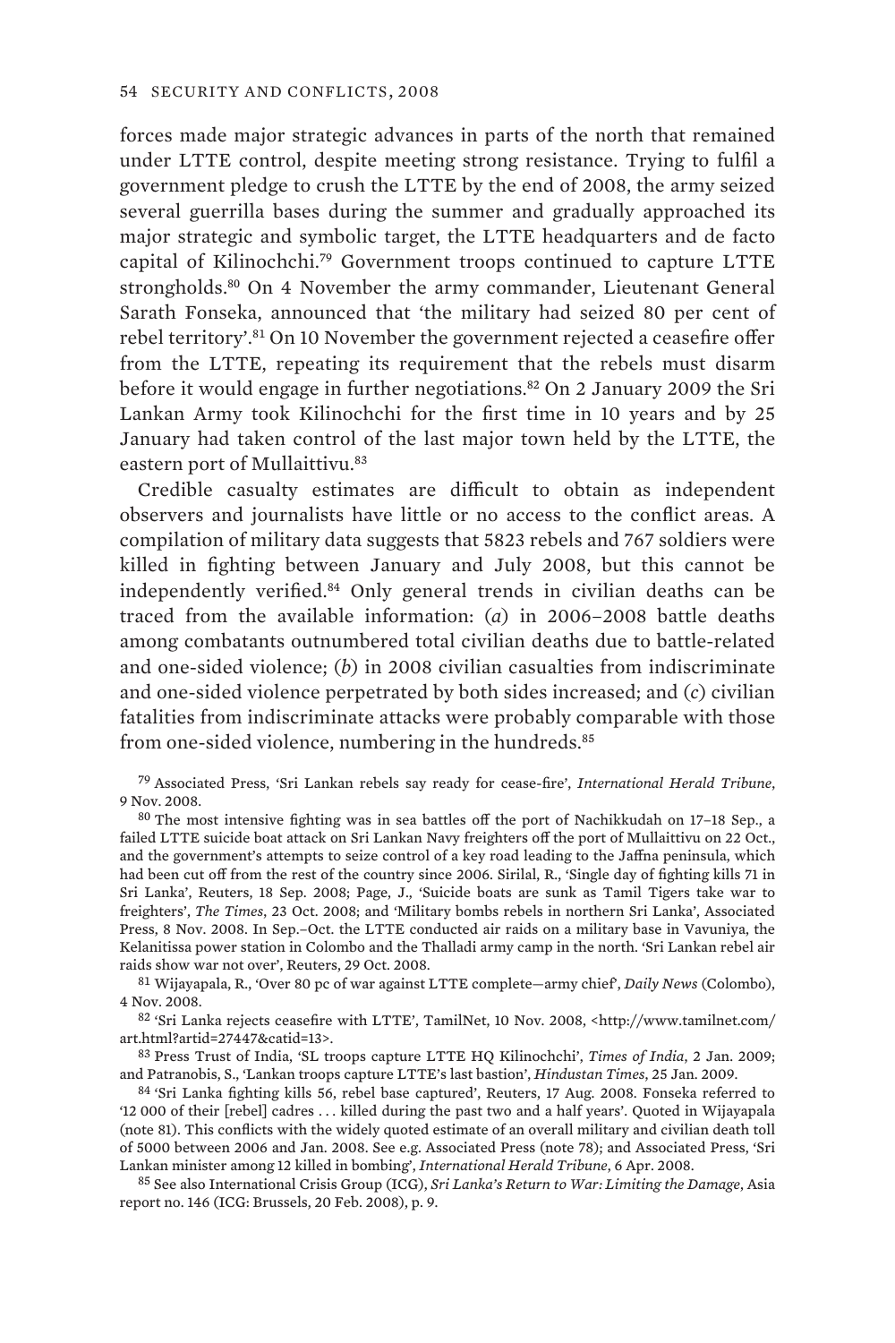forces made major strategic advances in parts of the north that remained under LTTE control, despite meeting strong resistance. Trying to fulfil a government pledge to crush the LTTE by the end of 2008, the army seized several guerrilla bases during the summer and gradually approached its major strategic and symbolic target, the LTTE headquarters and de facto capital of Kilinochchi.[79] Government troops continued to capture LTTE strongholds.[80] On 4 November the army commander, Lieutenant General Sarath Fonseka, announced that 'the military had seized 80 per cent of rebel territory'.[81] On 10 November the government rejected a ceasefire offer from the LTTE, repeating its requirement that the rebels must disarm before it would engage in further negotiations.[82] On 2 January 2009 the Sri Lankan Army took Kilinochchi for the first time in 10 years and by 25 January had taken control of the last major town held by the LTTE, the eastern port of Mullaittivu.[83]

Credible casualty estimates are difficult to obtain as independent observers and journalists have little or no access to the conflict areas. A compilation of military data suggests that 5823 rebels and 767 soldiers were killed in fighting between January and July 2008, but this cannot be independently verified.[84] Only general trends in civilian deaths can be traced from the available information: (*a*) in 2006–2008 battle deaths among combatants outnumbered total civilian deaths due to battle-related and one-sided violence; (*b*) in 2008 civilian casualties from indiscriminate and one-sided violence perpetrated by both sides increased; and (*c*) civilian fatalities from indiscriminate attacks were probably comparable with those from one-sided violence, numbering in the hundreds.[85]

[79] Associated Press, 'Sri Lankan rebels say ready for cease-fire', *International Herald Tribune*, 9 Nov. 2008.

[80] The most intensive fighting was in sea battles off the port of Nachikkudah on 17–18 Sep., a failed LTTE suicide boat attack on Sri Lankan Navy freighters off the port of Mullaittivu on 22 Oct., and the government's attempts to seize control of a key road leading to the Jaffna peninsula, which had been cut off from the rest of the country since 2006. Sirilal, R., 'Single day of fighting kills 71 in Sri Lanka', Reuters, 18 Sep. 2008; Page, J., 'Suicide boats are sunk as Tamil Tigers take war to freighters', *The Times*, 23 Oct. 2008; and 'Military bombs rebels in northern Sri Lanka', Associated Press, 8 Nov. 2008. In Sep.–Oct. the LTTE conducted air raids on a military base in Vavuniya, the Kelanitissa power station in Colombo and the Thalladi army camp in the north. 'Sri Lankan rebel air raids show war not over', Reuters, 29 Oct. 2008.

[81] Wijayapala, R., 'Over 80 pc of war against LTTE complete—army chief', *Daily News* (Colombo), 4 Nov. 2008.

[82] 'Sri Lanka rejects ceasefire with LTTE', TamilNet, 10 Nov. 2008, <http://www.tamilnet.com/art.html?artid=27447&catid=13>.

[83] Press Trust of India, 'SL troops capture LTTE HQ Kilinochchi', *Times of India*, 2 Jan. 2009; and Patranobis, S., 'Lankan troops capture LTTE's last bastion', *Hindustan Times*, 25 Jan. 2009.

[84] 'Sri Lanka fighting kills 56, rebel base captured', Reuters, 17 Aug. 2008. Fonseka referred to '12 000 of their [rebel] cadres . . . killed during the past two and a half years'. Quoted in Wijayapala (note 81). This conflicts with the widely quoted estimate of an overall military and civilian death toll of 5000 between 2006 and Jan. 2008. See e.g. Associated Press (note 78); and Associated Press, 'Sri Lankan minister among 12 killed in bombing', *International Herald Tribune*, 6 Apr. 2008.

[85] See also International Crisis Group (ICG), *Sri Lanka's Return to War: Limiting the Damage*, Asia report no. 146 (ICG: Brussels, 20 Feb. 2008), p. 9.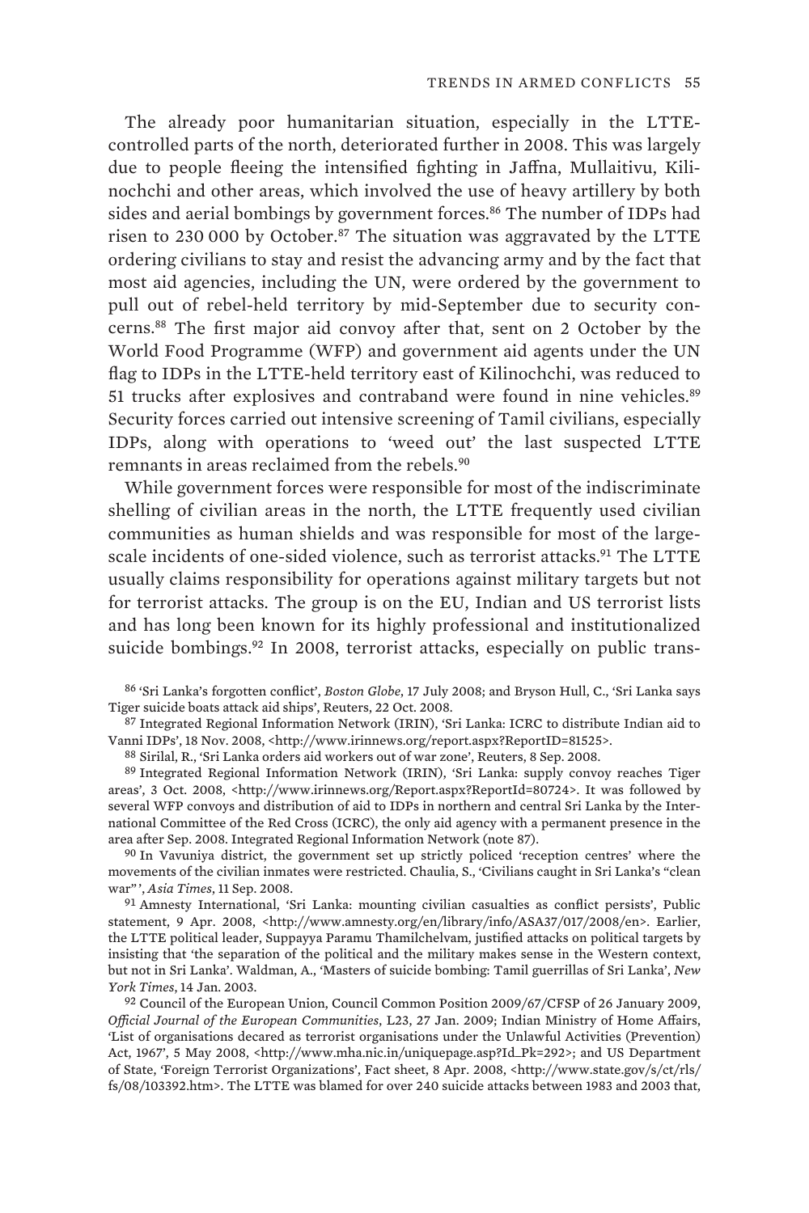The already poor humanitarian situation, especially in the LTTE-controlled parts of the north, deteriorated further in 2008. This was largely due to people fleeing the intensified fighting in Jaffna, Mullaitivu, Kilinochchi and other areas, which involved the use of heavy artillery by both sides and aerial bombings by government forces.[86] The number of IDPs had risen to 230 000 by October.[87] The situation was aggravated by the LTTE ordering civilians to stay and resist the advancing army and by the fact that most aid agencies, including the UN, were ordered by the government to pull out of rebel-held territory by mid-September due to security concerns.[88] The first major aid convoy after that, sent on 2 October by the World Food Programme (WFP) and government aid agents under the UN flag to IDPs in the LTTE-held territory east of Kilinochchi, was reduced to 51 trucks after explosives and contraband were found in nine vehicles.[89] Security forces carried out intensive screening of Tamil civilians, especially IDPs, along with operations to 'weed out' the last suspected LTTE remnants in areas reclaimed from the rebels.[90]

While government forces were responsible for most of the indiscriminate shelling of civilian areas in the north, the LTTE frequently used civilian communities as human shields and was responsible for most of the large-scale incidents of one-sided violence, such as terrorist attacks.[91] The LTTE usually claims responsibility for operations against military targets but not for terrorist attacks. The group is on the EU, Indian and US terrorist lists and has long been known for its highly professional and institutionalized suicide bombings.[92] In 2008, terrorist attacks, especially on public trans-

[86] 'Sri Lanka's forgotten conflict', *Boston Globe*, 17 July 2008; and Bryson Hull, C., 'Sri Lanka says Tiger suicide boats attack aid ships', Reuters, 22 Oct. 2008.

[87] Integrated Regional Information Network (IRIN), 'Sri Lanka: ICRC to distribute Indian aid to Vanni IDPs', 18 Nov. 2008, <http://www.irinnews.org/report.aspx?ReportID=81525>.

[88] Sirilal, R., 'Sri Lanka orders aid workers out of war zone', Reuters, 8 Sep. 2008.

[89] Integrated Regional Information Network (IRIN), 'Sri Lanka: supply convoy reaches Tiger areas', 3 Oct. 2008, <http://www.irinnews.org/Report.aspx?ReportId=80724>. It was followed by several WFP convoys and distribution of aid to IDPs in northern and central Sri Lanka by the International Committee of the Red Cross (ICRC), the only aid agency with a permanent presence in the area after Sep. 2008. Integrated Regional Information Network (note 87).

[90] In Vavuniya district, the government set up strictly policed 'reception centres' where the movements of the civilian inmates were restricted. Chaulia, S., 'Civilians caught in Sri Lanka's "clean war"', *Asia Times*, 11 Sep. 2008.

[91] Amnesty International, 'Sri Lanka: mounting civilian casualties as conflict persists', Public statement, 9 Apr. 2008, <http://www.amnesty.org/en/library/info/ASA37/017/2008/en>. Earlier, the LTTE political leader, Suppayya Paramu Thamilchelvam, justified attacks on political targets by insisting that 'the separation of the political and the military makes sense in the Western context, but not in Sri Lanka'. Waldman, A., 'Masters of suicide bombing: Tamil guerrillas of Sri Lanka', *New York Times*, 14 Jan. 2003.

[92] Council of the European Union, Council Common Position 2009/67/CFSP of 26 January 2009, *Official Journal of the European Communities*, L23, 27 Jan. 2009; Indian Ministry of Home Affairs, 'List of organisations decared as terrorist organisations under the Unlawful Activities (Prevention) Act, 1967', 5 May 2008, <http://www.mha.nic.in/uniquepage.asp?Id_Pk=292>; and US Department of State, 'Foreign Terrorist Organizations', Fact sheet, 8 Apr. 2008, <http://www.state.gov/s/ct/rls/fs/08/103392.htm>. The LTTE was blamed for over 240 suicide attacks between 1983 and 2003 that,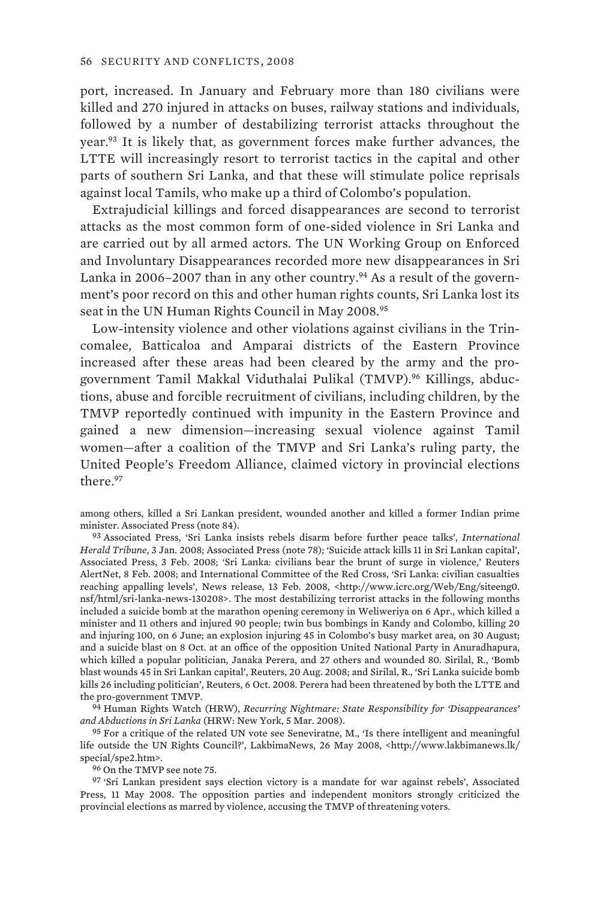port, increased. In January and February more than 180 civilians were killed and 270 injured in attacks on buses, railway stations and individuals, followed by a number of destabilizing terrorist attacks throughout the year.[93] It is likely that, as government forces make further advances, the LTTE will increasingly resort to terrorist tactics in the capital and other parts of southern Sri Lanka, and that these will stimulate police reprisals against local Tamils, who make up a third of Colombo's population.

Extrajudicial killings and forced disappearances are second to terrorist attacks as the most common form of one-sided violence in Sri Lanka and are carried out by all armed actors. The UN Working Group on Enforced and Involuntary Disappearances recorded more new disappearances in Sri Lanka in 2006–2007 than in any other country.[94] As a result of the government's poor record on this and other human rights counts, Sri Lanka lost its seat in the UN Human Rights Council in May 2008.[95]

Low-intensity violence and other violations against civilians in the Trincomalee, Batticaloa and Amparai districts of the Eastern Province increased after these areas had been cleared by the army and the pro-government Tamil Makkal Viduthalai Pulikal (TMVP).[96] Killings, abductions, abuse and forcible recruitment of civilians, including children, by the TMVP reportedly continued with impunity in the Eastern Province and gained a new dimension—increasing sexual violence against Tamil women—after a coalition of the TMVP and Sri Lanka's ruling party, the United People's Freedom Alliance, claimed victory in provincial elections there.[97]

among others, killed a Sri Lankan president, wounded another and killed a former Indian prime minister. Associated Press (note 84).

[93] Associated Press, 'Sri Lanka insists rebels disarm before further peace talks', *International Herald Tribune*, 3 Jan. 2008; Associated Press (note 78); 'Suicide attack kills 11 in Sri Lankan capital', Associated Press, 3 Feb. 2008; 'Sri Lanka: civilians bear the brunt of surge in violence,' Reuters AlertNet, 8 Feb. 2008; and International Committee of the Red Cross, 'Sri Lanka: civilian casualties reaching appalling levels', News release, 13 Feb. 2008, <http://www.icrc.org/Web/Eng/siteeng0.nsf/html/sri-lanka-news-130208>. The most destabilizing terrorist attacks in the following months included a suicide bomb at the marathon opening ceremony in Weliweriya on 6 Apr., which killed a minister and 11 others and injured 90 people; twin bus bombings in Kandy and Colombo, killing 20 and injuring 100, on 6 June; an explosion injuring 45 in Colombo's busy market area, on 30 August; and a suicide blast on 8 Oct. at an office of the opposition United National Party in Anuradhapura, which killed a popular politician, Janaka Perera, and 27 others and wounded 80. Sirilal, R., 'Bomb blast wounds 45 in Sri Lankan capital', Reuters, 20 Aug. 2008; and Sirilal, R., 'Sri Lanka suicide bomb kills 26 including politician', Reuters, 6 Oct. 2008. Perera had been threatened by both the LTTE and the pro-government TMVP.

[94] Human Rights Watch (HRW), *Recurring Nightmare: State Responsibility for 'Disappearances' and Abductions in Sri Lanka* (HRW: New York, 5 Mar. 2008).

[95] For a critique of the related UN vote see Seneviratne, M., 'Is there intelligent and meaningful life outside the UN Rights Council?', LakbimaNews, 26 May 2008, <http://www.lakbimanews.lk/special/spe2.htm>.

[96] On the TMVP see note 75.

[97] 'Sri Lankan president says election victory is a mandate for war against rebels', Associated Press, 11 May 2008. The opposition parties and independent monitors strongly criticized the provincial elections as marred by violence, accusing the TMVP of threatening voters.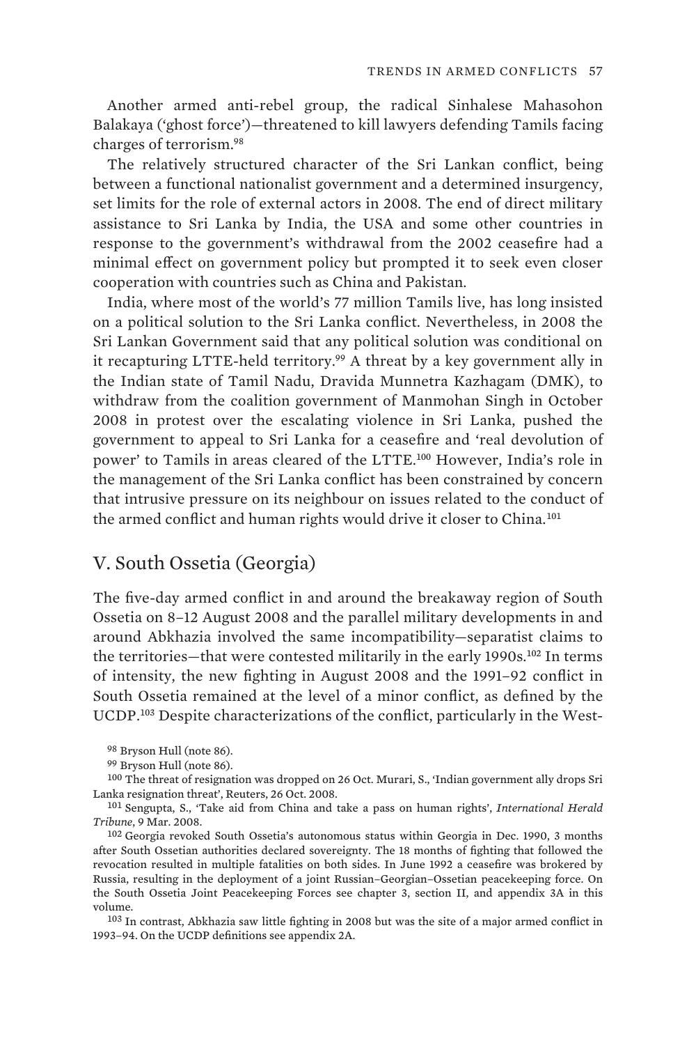Another armed anti-rebel group, the radical Sinhalese Mahasohon Balakaya ('ghost force')—threatened to kill lawyers defending Tamils facing charges of terrorism.[98]

The relatively structured character of the Sri Lankan conflict, being between a functional nationalist government and a determined insurgency, set limits for the role of external actors in 2008. The end of direct military assistance to Sri Lanka by India, the USA and some other countries in response to the government's withdrawal from the 2002 ceasefire had a minimal effect on government policy but prompted it to seek even closer cooperation with countries such as China and Pakistan.

India, where most of the world's 77 million Tamils live, has long insisted on a political solution to the Sri Lanka conflict. Nevertheless, in 2008 the Sri Lankan Government said that any political solution was conditional on it recapturing LTTE-held territory.[99] A threat by a key government ally in the Indian state of Tamil Nadu, Dravida Munnetra Kazhagam (DMK), to withdraw from the coalition government of Manmohan Singh in October 2008 in protest over the escalating violence in Sri Lanka, pushed the government to appeal to Sri Lanka for a ceasefire and 'real devolution of power' to Tamils in areas cleared of the LTTE.[100] However, India's role in the management of the Sri Lanka conflict has been constrained by concern that intrusive pressure on its neighbour on issues related to the conduct of the armed conflict and human rights would drive it closer to China.[101]

## V. South Ossetia (Georgia)

The five-day armed conflict in and around the breakaway region of South Ossetia on 8–12 August 2008 and the parallel military developments in and around Abkhazia involved the same incompatibility—separatist claims to the territories—that were contested militarily in the early 1990s.[102] In terms of intensity, the new fighting in August 2008 and the 1991–92 conflict in South Ossetia remained at the level of a minor conflict, as defined by the UCDP.[103] Despite characterizations of the conflict, particularly in the West-

[98] Bryson Hull (note 86).

[99] Bryson Hull (note 86).

[100] The threat of resignation was dropped on 26 Oct. Murari, S., 'Indian government ally drops Sri Lanka resignation threat', Reuters, 26 Oct. 2008.

[101] Sengupta, S., 'Take aid from China and take a pass on human rights', *International Herald Tribune*, 9 Mar. 2008.

[102] Georgia revoked South Ossetia's autonomous status within Georgia in Dec. 1990, 3 months after South Ossetian authorities declared sovereignty. The 18 months of fighting that followed the revocation resulted in multiple fatalities on both sides. In June 1992 a ceasefire was brokered by Russia, resulting in the deployment of a joint Russian–Georgian–Ossetian peacekeeping force. On the South Ossetia Joint Peacekeeping Forces see chapter 3, section II, and appendix 3A in this volume.

[103] In contrast, Abkhazia saw little fighting in 2008 but was the site of a major armed conflict in 1993–94. On the UCDP definitions see appendix 2A.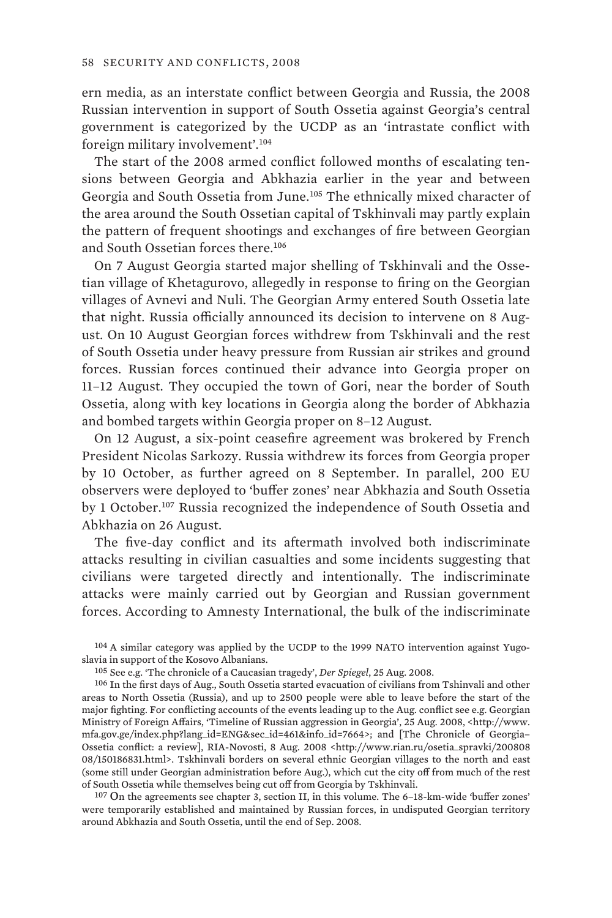ern media, as an interstate conflict between Georgia and Russia, the 2008 Russian intervention in support of South Ossetia against Georgia's central government is categorized by the UCDP as an 'intrastate conflict with foreign military involvement'.[104]

The start of the 2008 armed conflict followed months of escalating tensions between Georgia and Abkhazia earlier in the year and between Georgia and South Ossetia from June.[105] The ethnically mixed character of the area around the South Ossetian capital of Tskhinvali may partly explain the pattern of frequent shootings and exchanges of fire between Georgian and South Ossetian forces there.[106]

On 7 August Georgia started major shelling of Tskhinvali and the Ossetian village of Khetagurovo, allegedly in response to firing on the Georgian villages of Avnevi and Nuli. The Georgian Army entered South Ossetia late that night. Russia officially announced its decision to intervene on 8 August. On 10 August Georgian forces withdrew from Tskhinvali and the rest of South Ossetia under heavy pressure from Russian air strikes and ground forces. Russian forces continued their advance into Georgia proper on 11–12 August. They occupied the town of Gori, near the border of South Ossetia, along with key locations in Georgia along the border of Abkhazia and bombed targets within Georgia proper on 8–12 August.

On 12 August, a six-point ceasefire agreement was brokered by French President Nicolas Sarkozy. Russia withdrew its forces from Georgia proper by 10 October, as further agreed on 8 September. In parallel, 200 EU observers were deployed to 'buffer zones' near Abkhazia and South Ossetia by 1 October.[107] Russia recognized the independence of South Ossetia and Abkhazia on 26 August.

The five-day conflict and its aftermath involved both indiscriminate attacks resulting in civilian casualties and some incidents suggesting that civilians were targeted directly and intentionally. The indiscriminate attacks were mainly carried out by Georgian and Russian government forces. According to Amnesty International, the bulk of the indiscriminate

---

[104] A similar category was applied by the UCDP to the 1999 NATO intervention against Yugoslavia in support of the Kosovo Albanians.

[105] See e.g. 'The chronicle of a Caucasian tragedy', *Der Spiegel*, 25 Aug. 2008.

[106] In the first days of Aug., South Ossetia started evacuation of civilians from Tshinvali and other areas to North Ossetia (Russia), and up to 2500 people were able to leave before the start of the major fighting. For conflicting accounts of the events leading up to the Aug. conflict see e.g. Georgian Ministry of Foreign Affairs, 'Timeline of Russian aggression in Georgia', 25 Aug. 2008, <http://www.mfa.gov.ge/index.php?lang_id=ENG&sec_id=461&info_id=7664>; and [The Chronicle of Georgia–Ossetia conflict: a review], RIA-Novosti, 8 Aug. 2008 <http://www.rian.ru/osetia_spravki/20080808/150186831.html>. Tskhinvali borders on several ethnic Georgian villages to the north and east (some still under Georgian administration before Aug.), which cut the city off from much of the rest of South Ossetia while themselves being cut off from Georgia by Tskhinvali.

[107] On the agreements see chapter 3, section II, in this volume. The 6–18-km-wide 'buffer zones' were temporarily established and maintained by Russian forces, in undisputed Georgian territory around Abkhazia and South Ossetia, until the end of Sep. 2008.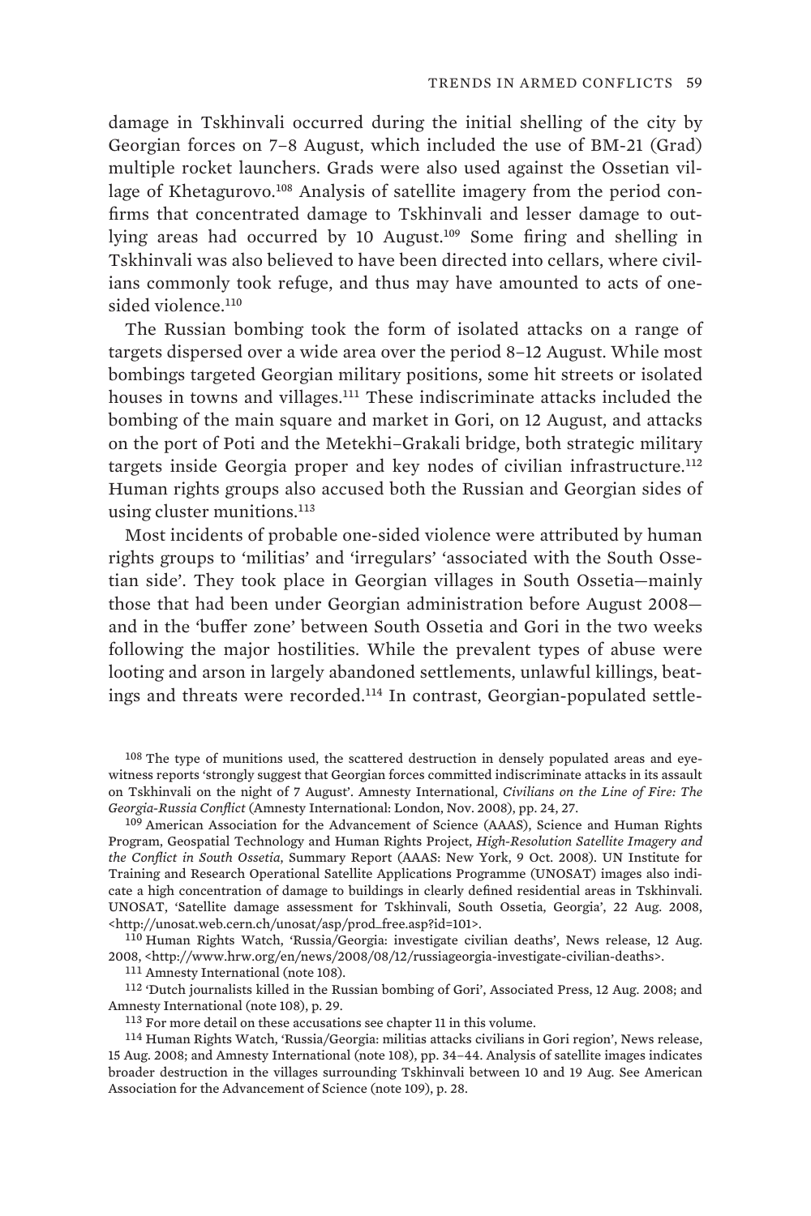damage in Tskhinvali occurred during the initial shelling of the city by Georgian forces on 7–8 August, which included the use of BM-21 (Grad) multiple rocket launchers. Grads were also used against the Ossetian village of Khetagurovo.[108] Analysis of satellite imagery from the period confirms that concentrated damage to Tskhinvali and lesser damage to outlying areas had occurred by 10 August.[109] Some firing and shelling in Tskhinvali was also believed to have been directed into cellars, where civilians commonly took refuge, and thus may have amounted to acts of one-sided violence.[110]

The Russian bombing took the form of isolated attacks on a range of targets dispersed over a wide area over the period 8–12 August. While most bombings targeted Georgian military positions, some hit streets or isolated houses in towns and villages.[111] These indiscriminate attacks included the bombing of the main square and market in Gori, on 12 August, and attacks on the port of Poti and the Metekhi–Grakali bridge, both strategic military targets inside Georgia proper and key nodes of civilian infrastructure.[112] Human rights groups also accused both the Russian and Georgian sides of using cluster munitions.[113]

Most incidents of probable one-sided violence were attributed by human rights groups to 'militias' and 'irregulars' 'associated with the South Ossetian side'. They took place in Georgian villages in South Ossetia—mainly those that had been under Georgian administration before August 2008—and in the 'buffer zone' between South Ossetia and Gori in the two weeks following the major hostilities. While the prevalent types of abuse were looting and arson in largely abandoned settlements, unlawful killings, beatings and threats were recorded.[114] In contrast, Georgian-populated settle-

---

[108] The type of munitions used, the scattered destruction in densely populated areas and eyewitness reports 'strongly suggest that Georgian forces committed indiscriminate attacks in its assault on Tskhinvali on the night of 7 August'. Amnesty International, *Civilians on the Line of Fire: The Georgia-Russia Conflict* (Amnesty International: London, Nov. 2008), pp. 24, 27.

[109] American Association for the Advancement of Science (AAAS), Science and Human Rights Program, Geospatial Technology and Human Rights Project, *High-Resolution Satellite Imagery and the Conflict in South Ossetia*, Summary Report (AAAS: New York, 9 Oct. 2008). UN Institute for Training and Research Operational Satellite Applications Programme (UNOSAT) images also indicate a high concentration of damage to buildings in clearly defined residential areas in Tskhinvali. UNOSAT, 'Satellite damage assessment for Tskhinvali, South Ossetia, Georgia', 22 Aug. 2008, <http://unosat.web.cern.ch/unosat/asp/prod_free.asp?id=101>.

[110] Human Rights Watch, 'Russia/Georgia: investigate civilian deaths', News release, 12 Aug. 2008, <http://www.hrw.org/en/news/2008/08/12/russiageorgia-investigate-civilian-deaths>.

[111] Amnesty International (note 108).

[112] 'Dutch journalists killed in the Russian bombing of Gori', Associated Press, 12 Aug. 2008; and Amnesty International (note 108), p. 29.

[113] For more detail on these accusations see chapter 11 in this volume.

[114] Human Rights Watch, 'Russia/Georgia: militias attacks civilians in Gori region', News release, 15 Aug. 2008; and Amnesty International (note 108), pp. 34–44. Analysis of satellite images indicates broader destruction in the villages surrounding Tskhinvali between 10 and 19 Aug. See American Association for the Advancement of Science (note 109), p. 28.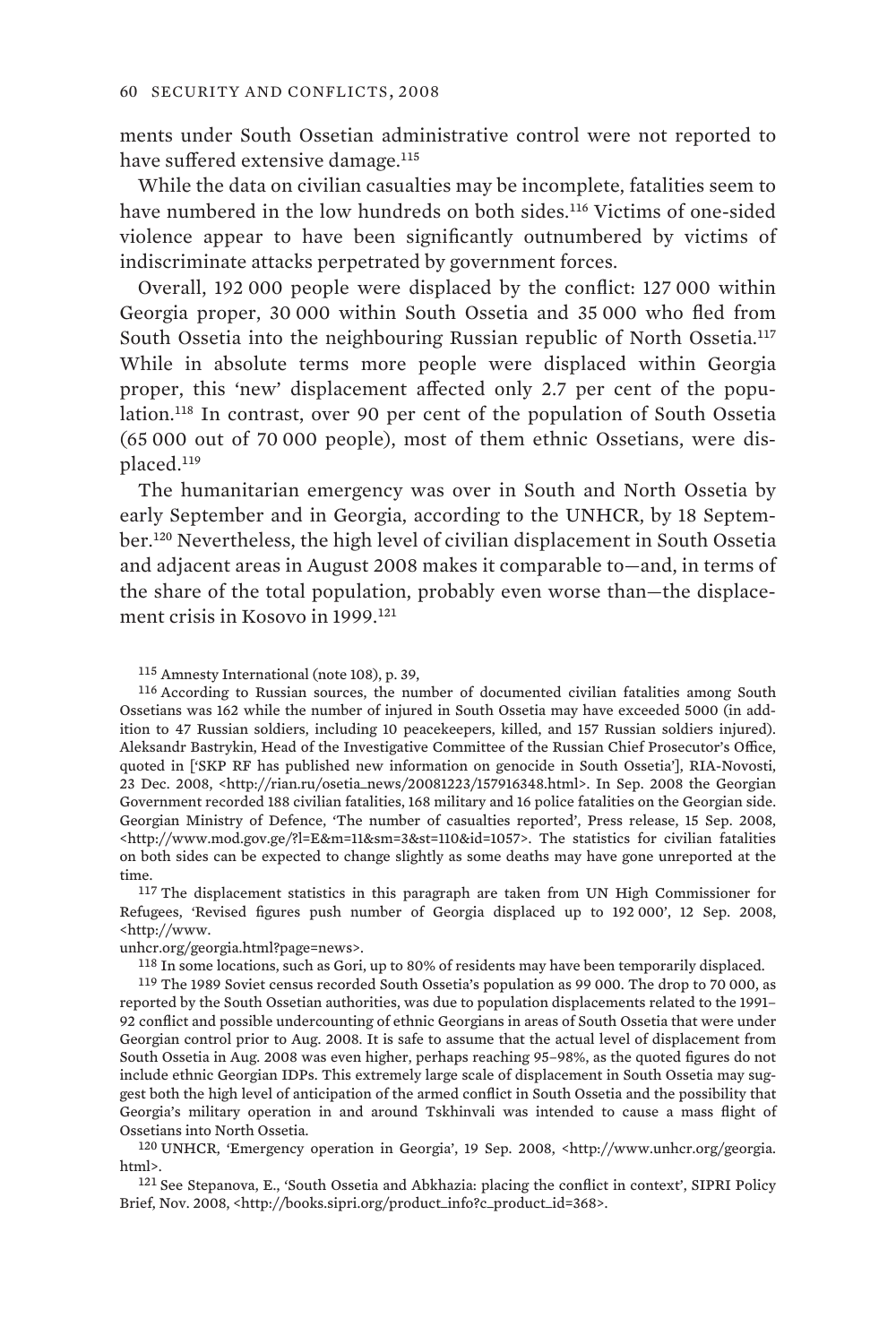ments under South Ossetian administrative control were not reported to have suffered extensive damage.[115]

While the data on civilian casualties may be incomplete, fatalities seem to have numbered in the low hundreds on both sides.[116] Victims of one-sided violence appear to have been significantly outnumbered by victims of indiscriminate attacks perpetrated by government forces.

Overall, 192 000 people were displaced by the conflict: 127 000 within Georgia proper, 30 000 within South Ossetia and 35 000 who fled from South Ossetia into the neighbouring Russian republic of North Ossetia.[117] While in absolute terms more people were displaced within Georgia proper, this 'new' displacement affected only 2.7 per cent of the population.[118] In contrast, over 90 per cent of the population of South Ossetia (65 000 out of 70 000 people), most of them ethnic Ossetians, were displaced.[119]

The humanitarian emergency was over in South and North Ossetia by early September and in Georgia, according to the UNHCR, by 18 September.[120] Nevertheless, the high level of civilian displacement in South Ossetia and adjacent areas in August 2008 makes it comparable to—and, in terms of the share of the total population, probably even worse than—the displacement crisis in Kosovo in 1999.[121]

[115] Amnesty International (note 108), p. 39,

[116] According to Russian sources, the number of documented civilian fatalities among South Ossetians was 162 while the number of injured in South Ossetia may have exceeded 5000 (in addition to 47 Russian soldiers, including 10 peacekeepers, killed, and 157 Russian soldiers injured). Aleksandr Bastrykin, Head of the Investigative Committee of the Russian Chief Prosecutor's Office, quoted in ['SKP RF has published new information on genocide in South Ossetia'], RIA-Novosti, 23 Dec. 2008, <http://rian.ru/osetia_news/20081223/157916348.html>. In Sep. 2008 the Georgian Government recorded 188 civilian fatalities, 168 military and 16 police fatalities on the Georgian side. Georgian Ministry of Defence, 'The number of casualties reported', Press release, 15 Sep. 2008, <http://www.mod.gov.ge/?l=E&m=11&sm=3&st=110&id=1057>. The statistics for civilian fatalities on both sides can be expected to change slightly as some deaths may have gone unreported at the time.

[117] The displacement statistics in this paragraph are taken from UN High Commissioner for Refugees, 'Revised figures push number of Georgia displaced up to 192 000', 12 Sep. 2008, <http://www.unhcr.org/georgia.html?page=news>.

[118] In some locations, such as Gori, up to 80% of residents may have been temporarily displaced.

[119] The 1989 Soviet census recorded South Ossetia's population as 99 000. The drop to 70 000, as reported by the South Ossetian authorities, was due to population displacements related to the 1991–92 conflict and possible undercounting of ethnic Georgians in areas of South Ossetia that were under Georgian control prior to Aug. 2008. It is safe to assume that the actual level of displacement from South Ossetia in Aug. 2008 was even higher, perhaps reaching 95–98%, as the quoted figures do not include ethnic Georgian IDPs. This extremely large scale of displacement in South Ossetia may suggest both the high level of anticipation of the armed conflict in South Ossetia and the possibility that Georgia's military operation in and around Tskhinvali was intended to cause a mass flight of Ossetians into North Ossetia.

[120] UNHCR, 'Emergency operation in Georgia', 19 Sep. 2008, <http://www.unhcr.org/georgia.html>.

[121] See Stepanova, E., 'South Ossetia and Abkhazia: placing the conflict in context', SIPRI Policy Brief, Nov. 2008, <http://books.sipri.org/product_info?c_product_id=368>.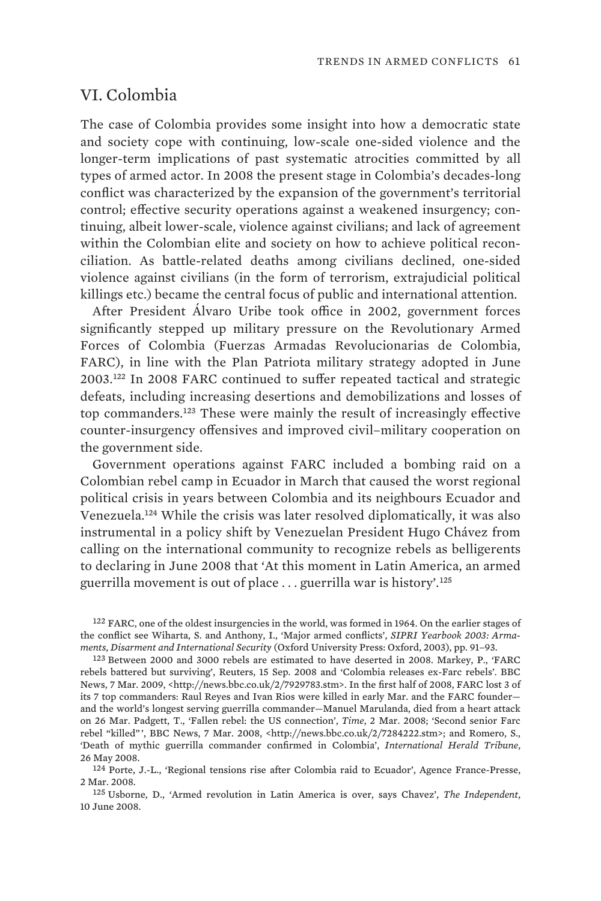## VI. Colombia

The case of Colombia provides some insight into how a democratic state and society cope with continuing, low-scale one-sided violence and the longer-term implications of past systematic atrocities committed by all types of armed actor. In 2008 the present stage in Colombia's decades-long conflict was characterized by the expansion of the government's territorial control; effective security operations against a weakened insurgency; continuing, albeit lower-scale, violence against civilians; and lack of agreement within the Colombian elite and society on how to achieve political reconciliation. As battle-related deaths among civilians declined, one-sided violence against civilians (in the form of terrorism, extrajudicial political killings etc.) became the central focus of public and international attention.

After President Álvaro Uribe took office in 2002, government forces significantly stepped up military pressure on the Revolutionary Armed Forces of Colombia (Fuerzas Armadas Revolucionarias de Colombia, FARC), in line with the Plan Patriota military strategy adopted in June 2003.[122] In 2008 FARC continued to suffer repeated tactical and strategic defeats, including increasing desertions and demobilizations and losses of top commanders.[123] These were mainly the result of increasingly effective counter-insurgency offensives and improved civil–military cooperation on the government side.

Government operations against FARC included a bombing raid on a Colombian rebel camp in Ecuador in March that caused the worst regional political crisis in years between Colombia and its neighbours Ecuador and Venezuela.[124] While the crisis was later resolved diplomatically, it was also instrumental in a policy shift by Venezuelan President Hugo Chávez from calling on the international community to recognize rebels as belligerents to declaring in June 2008 that 'At this moment in Latin America, an armed guerrilla movement is out of place . . . guerrilla war is history'.[125]

[122] FARC, one of the oldest insurgencies in the world, was formed in 1964. On the earlier stages of the conflict see Wiharta, S. and Anthony, I., 'Major armed conflicts', *SIPRI Yearbook 2003: Armaments, Disarment and International Security* (Oxford University Press: Oxford, 2003), pp. 91–93.

[123] Between 2000 and 3000 rebels are estimated to have deserted in 2008. Markey, P., 'FARC rebels battered but surviving', Reuters, 15 Sep. 2008 and 'Colombia releases ex-Farc rebels'. BBC News, 7 Mar. 2009, <http://news.bbc.co.uk/2/7929783.stm>. In the first half of 2008, FARC lost 3 of its 7 top commanders: Raul Reyes and Ivan Rios were killed in early Mar. and the FARC founder—and the world's longest serving guerrilla commander—Manuel Marulanda, died from a heart attack on 26 Mar. Padgett, T., 'Fallen rebel: the US connection', *Time*, 2 Mar. 2008; 'Second senior Farc rebel "killed"', BBC News, 7 Mar. 2008, <http://news.bbc.co.uk/2/7284222.stm>; and Romero, S., 'Death of mythic guerrilla commander confirmed in Colombia', *International Herald Tribune*, 26 May 2008.

[124] Porte, J.-L., 'Regional tensions rise after Colombia raid to Ecuador', Agence France-Presse, 2 Mar. 2008.

[125] Usborne, D., 'Armed revolution in Latin America is over, says Chavez', *The Independent*, 10 June 2008.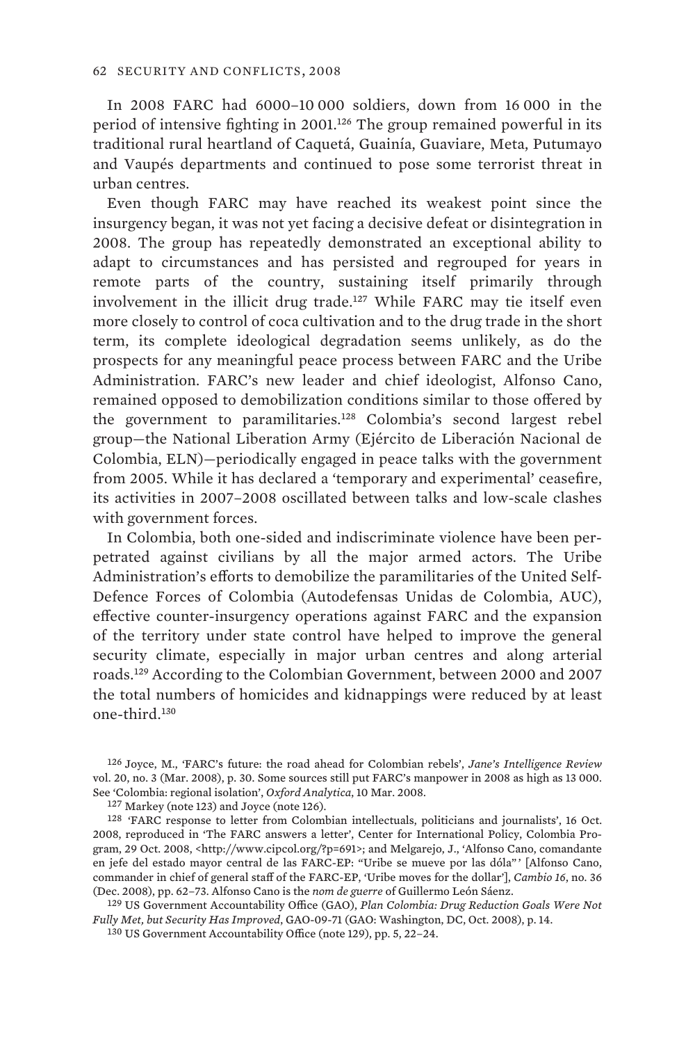In 2008 FARC had 6000–10 000 soldiers, down from 16 000 in the period of intensive fighting in 2001.[126] The group remained powerful in its traditional rural heartland of Caquetá, Guainía, Guaviare, Meta, Putumayo and Vaupés departments and continued to pose some terrorist threat in urban centres.

Even though FARC may have reached its weakest point since the insurgency began, it was not yet facing a decisive defeat or disintegration in 2008. The group has repeatedly demonstrated an exceptional ability to adapt to circumstances and has persisted and regrouped for years in remote parts of the country, sustaining itself primarily through involvement in the illicit drug trade.[127] While FARC may tie itself even more closely to control of coca cultivation and to the drug trade in the short term, its complete ideological degradation seems unlikely, as do the prospects for any meaningful peace process between FARC and the Uribe Administration. FARC's new leader and chief ideologist, Alfonso Cano, remained opposed to demobilization conditions similar to those offered by the government to paramilitaries.[128] Colombia's second largest rebel group—the National Liberation Army (Ejército de Liberación Nacional de Colombia, ELN)—periodically engaged in peace talks with the government from 2005. While it has declared a 'temporary and experimental' ceasefire, its activities in 2007–2008 oscillated between talks and low-scale clashes with government forces.

In Colombia, both one-sided and indiscriminate violence have been perpetrated against civilians by all the major armed actors. The Uribe Administration's efforts to demobilize the paramilitaries of the United Self-Defence Forces of Colombia (Autodefensas Unidas de Colombia, AUC), effective counter-insurgency operations against FARC and the expansion of the territory under state control have helped to improve the general security climate, especially in major urban centres and along arterial roads.[129] According to the Colombian Government, between 2000 and 2007 the total numbers of homicides and kidnappings were reduced by at least one-third.[130]

[126] Joyce, M., 'FARC's future: the road ahead for Colombian rebels', *Jane's Intelligence Review* vol. 20, no. 3 (Mar. 2008), p. 30. Some sources still put FARC's manpower in 2008 as high as 13 000. See 'Colombia: regional isolation', *Oxford Analytica*, 10 Mar. 2008.

[127] Markey (note 123) and Joyce (note 126).

[128] 'FARC response to letter from Colombian intellectuals, politicians and journalists', 16 Oct. 2008, reproduced in 'The FARC answers a letter', Center for International Policy, Colombia Program, 29 Oct. 2008, <http://www.cipcol.org/?p=691>; and Melgarejo, J., 'Alfonso Cano, comandante en jefe del estado mayor central de las FARC-EP: "Uribe se mueve por las dóla"' [Alfonso Cano, commander in chief of general staff of the FARC-EP, 'Uribe moves for the dollar'], *Cambio 16*, no. 36 (Dec. 2008), pp. 62–73. Alfonso Cano is the *nom de guerre* of Guillermo León Sáenz.

[129] US Government Accountability Office (GAO), *Plan Colombia: Drug Reduction Goals Were Not Fully Met, but Security Has Improved*, GAO-09-71 (GAO: Washington, DC, Oct. 2008), p. 14.

[130] US Government Accountability Office (note 129), pp. 5, 22–24.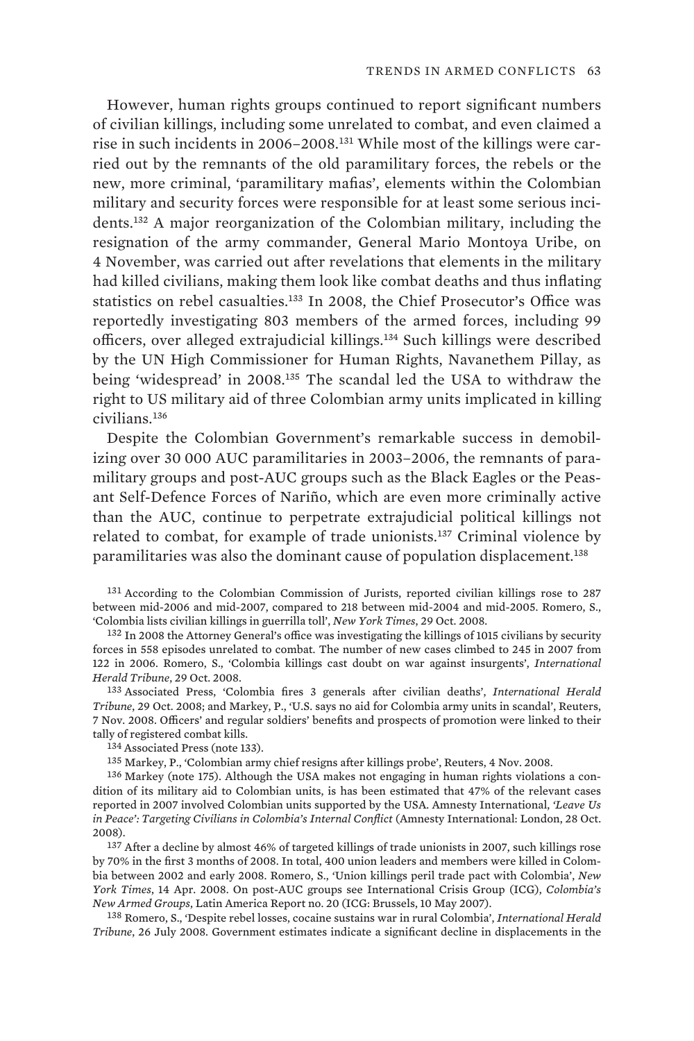However, human rights groups continued to report significant numbers of civilian killings, including some unrelated to combat, and even claimed a rise in such incidents in 2006–2008.[131] While most of the killings were carried out by the remnants of the old paramilitary forces, the rebels or the new, more criminal, 'paramilitary mafias', elements within the Colombian military and security forces were responsible for at least some serious incidents.[132] A major reorganization of the Colombian military, including the resignation of the army commander, General Mario Montoya Uribe, on 4 November, was carried out after revelations that elements in the military had killed civilians, making them look like combat deaths and thus inflating statistics on rebel casualties.[133] In 2008, the Chief Prosecutor's Office was reportedly investigating 803 members of the armed forces, including 99 officers, over alleged extrajudicial killings.[134] Such killings were described by the UN High Commissioner for Human Rights, Navanethem Pillay, as being 'widespread' in 2008.[135] The scandal led the USA to withdraw the right to US military aid of three Colombian army units implicated in killing civilians.[136]

Despite the Colombian Government's remarkable success in demobilizing over 30 000 AUC paramilitaries in 2003–2006, the remnants of paramilitary groups and post-AUC groups such as the Black Eagles or the Peasant Self-Defence Forces of Nariño, which are even more criminally active than the AUC, continue to perpetrate extrajudicial political killings not related to combat, for example of trade unionists.[137] Criminal violence by paramilitaries was also the dominant cause of population displacement.[138]

[131] According to the Colombian Commission of Jurists, reported civilian killings rose to 287 between mid-2006 and mid-2007, compared to 218 between mid-2004 and mid-2005. Romero, S., 'Colombia lists civilian killings in guerrilla toll', *New York Times*, 29 Oct. 2008.

[132] In 2008 the Attorney General's office was investigating the killings of 1015 civilians by security forces in 558 episodes unrelated to combat. The number of new cases climbed to 245 in 2007 from 122 in 2006. Romero, S., 'Colombia killings cast doubt on war against insurgents', *International Herald Tribune*, 29 Oct. 2008.

[133] Associated Press, 'Colombia fires 3 generals after civilian deaths', *International Herald Tribune*, 29 Oct. 2008; and Markey, P., 'U.S. says no aid for Colombia army units in scandal', Reuters, 7 Nov. 2008. Officers' and regular soldiers' benefits and prospects of promotion were linked to their tally of registered combat kills.

[134] Associated Press (note 133).

[135] Markey, P., 'Colombian army chief resigns after killings probe', Reuters, 4 Nov. 2008.

[136] Markey (note 175). Although the USA makes not engaging in human rights violations a condition of its military aid to Colombian units, is has been estimated that 47% of the relevant cases reported in 2007 involved Colombian units supported by the USA. Amnesty International, *'Leave Us in Peace': Targeting Civilians in Colombia's Internal Conflict* (Amnesty International: London, 28 Oct. 2008).

[137] After a decline by almost 46% of targeted killings of trade unionists in 2007, such killings rose by 70% in the first 3 months of 2008. In total, 400 union leaders and members were killed in Colombia between 2002 and early 2008. Romero, S., 'Union killings peril trade pact with Colombia', *New York Times*, 14 Apr. 2008. On post-AUC groups see International Crisis Group (ICG), *Colombia's New Armed Groups*, Latin America Report no. 20 (ICG: Brussels, 10 May 2007).

[138] Romero, S., 'Despite rebel losses, cocaine sustains war in rural Colombia', *International Herald Tribune*, 26 July 2008. Government estimates indicate a significant decline in displacements in the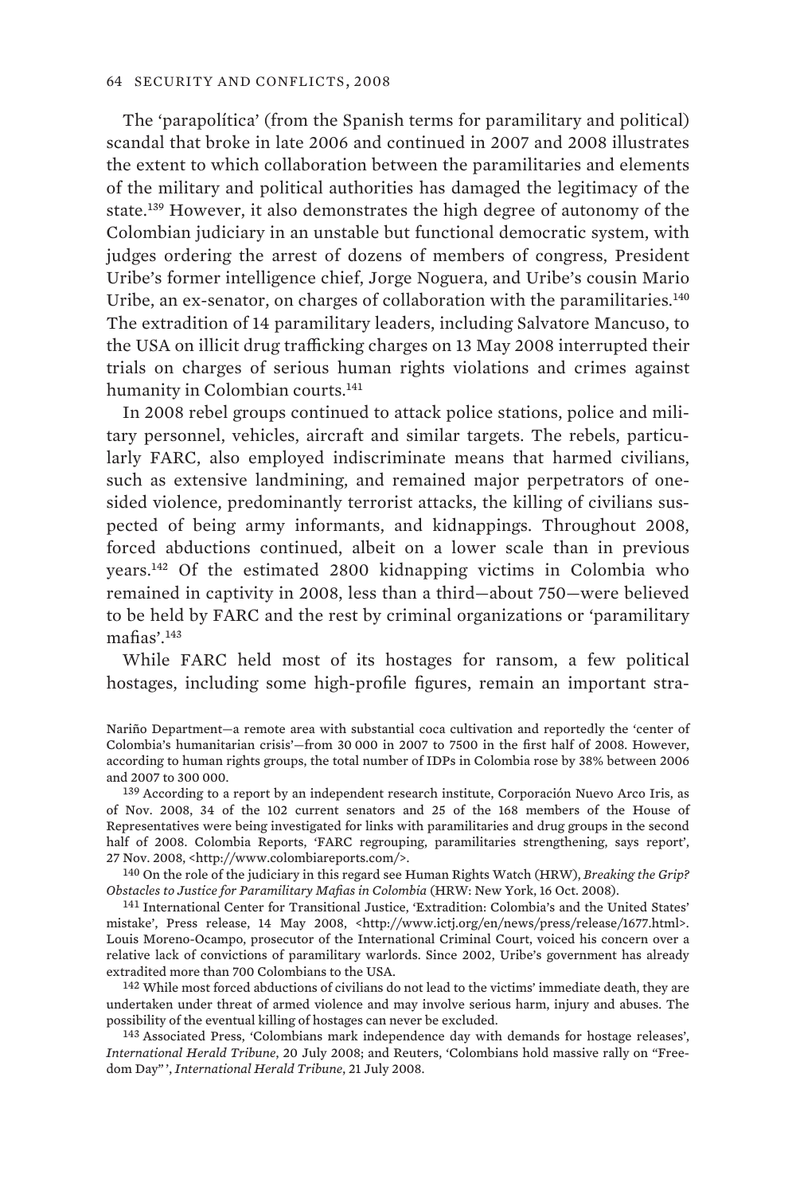The 'parapolítica' (from the Spanish terms for paramilitary and political) scandal that broke in late 2006 and continued in 2007 and 2008 illustrates the extent to which collaboration between the paramilitaries and elements of the military and political authorities has damaged the legitimacy of the state.[139] However, it also demonstrates the high degree of autonomy of the Colombian judiciary in an unstable but functional democratic system, with judges ordering the arrest of dozens of members of congress, President Uribe's former intelligence chief, Jorge Noguera, and Uribe's cousin Mario Uribe, an ex-senator, on charges of collaboration with the paramilitaries.[140] The extradition of 14 paramilitary leaders, including Salvatore Mancuso, to the USA on illicit drug trafficking charges on 13 May 2008 interrupted their trials on charges of serious human rights violations and crimes against humanity in Colombian courts.[141]

In 2008 rebel groups continued to attack police stations, police and military personnel, vehicles, aircraft and similar targets. The rebels, particularly FARC, also employed indiscriminate means that harmed civilians, such as extensive landmining, and remained major perpetrators of one-sided violence, predominantly terrorist attacks, the killing of civilians suspected of being army informants, and kidnappings. Throughout 2008, forced abductions continued, albeit on a lower scale than in previous years.[142] Of the estimated 2800 kidnapping victims in Colombia who remained in captivity in 2008, less than a third—about 750—were believed to be held by FARC and the rest by criminal organizations or 'paramilitary mafias'.[143]

While FARC held most of its hostages for ransom, a few political hostages, including some high-profile figures, remain an important stra-

Nariño Department—a remote area with substantial coca cultivation and reportedly the 'center of Colombia's humanitarian crisis'—from 30 000 in 2007 to 7500 in the first half of 2008. However, according to human rights groups, the total number of IDPs in Colombia rose by 38% between 2006 and 2007 to 300 000.

[139] According to a report by an independent research institute, Corporación Nuevo Arco Iris, as of Nov. 2008, 34 of the 102 current senators and 25 of the 168 members of the House of Representatives were being investigated for links with paramilitaries and drug groups in the second half of 2008. Colombia Reports, 'FARC regrouping, paramilitaries strengthening, says report', 27 Nov. 2008, <http://www.colombiareports.com/>.

[140] On the role of the judiciary in this regard see Human Rights Watch (HRW), *Breaking the Grip? Obstacles to Justice for Paramilitary Mafias in Colombia* (HRW: New York, 16 Oct. 2008).

[141] International Center for Transitional Justice, 'Extradition: Colombia's and the United States' mistake', Press release, 14 May 2008, <http://www.ictj.org/en/news/press/release/1677.html>. Louis Moreno-Ocampo, prosecutor of the International Criminal Court, voiced his concern over a relative lack of convictions of paramilitary warlords. Since 2002, Uribe's government has already extradited more than 700 Colombians to the USA.

[142] While most forced abductions of civilians do not lead to the victims' immediate death, they are undertaken under threat of armed violence and may involve serious harm, injury and abuses. The possibility of the eventual killing of hostages can never be excluded.

[143] Associated Press, 'Colombians mark independence day with demands for hostage releases', *International Herald Tribune*, 20 July 2008; and Reuters, 'Colombians hold massive rally on "Freedom Day"', *International Herald Tribune*, 21 July 2008.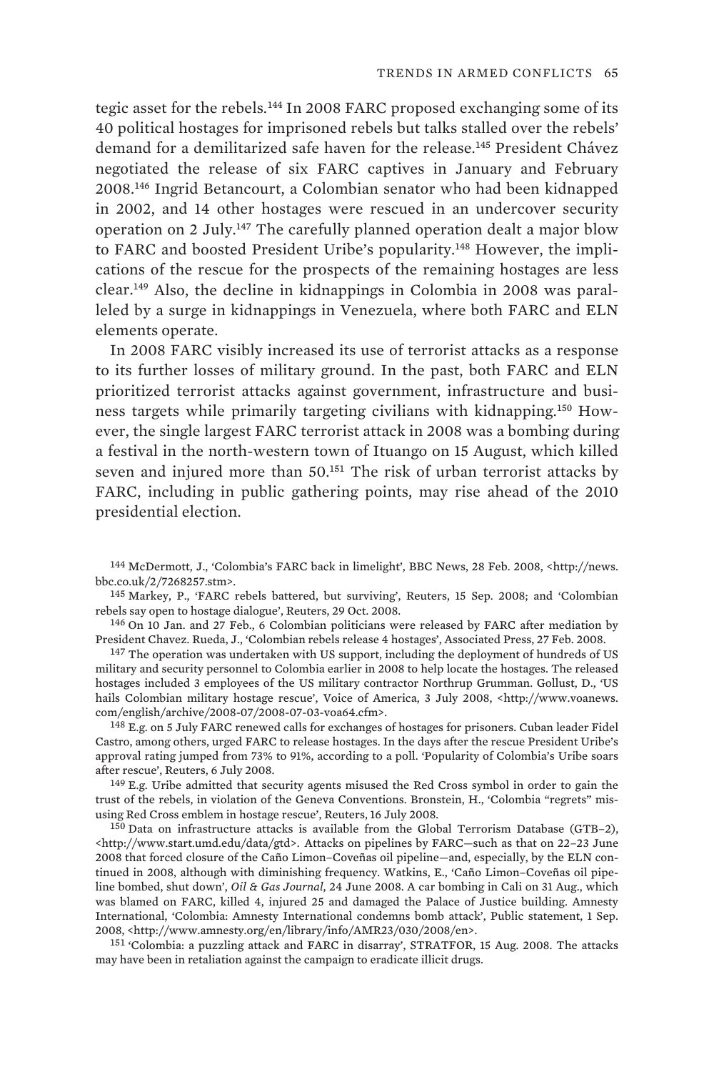tegic asset for the rebels.[144] In 2008 FARC proposed exchanging some of its 40 political hostages for imprisoned rebels but talks stalled over the rebels' demand for a demilitarized safe haven for the release.[145] President Chávez negotiated the release of six FARC captives in January and February 2008.[146] Ingrid Betancourt, a Colombian senator who had been kidnapped in 2002, and 14 other hostages were rescued in an undercover security operation on 2 July.[147] The carefully planned operation dealt a major blow to FARC and boosted President Uribe's popularity.[148] However, the implications of the rescue for the prospects of the remaining hostages are less clear.[149] Also, the decline in kidnappings in Colombia in 2008 was paralleled by a surge in kidnappings in Venezuela, where both FARC and ELN elements operate.

In 2008 FARC visibly increased its use of terrorist attacks as a response to its further losses of military ground. In the past, both FARC and ELN prioritized terrorist attacks against government, infrastructure and business targets while primarily targeting civilians with kidnapping.[150] However, the single largest FARC terrorist attack in 2008 was a bombing during a festival in the north-western town of Ituango on 15 August, which killed seven and injured more than 50.[151] The risk of urban terrorist attacks by FARC, including in public gathering points, may rise ahead of the 2010 presidential election.

[144] McDermott, J., 'Colombia's FARC back in limelight', BBC News, 28 Feb. 2008, <http://news.bbc.co.uk/2/7268257.stm>.

[145] Markey, P., 'FARC rebels battered, but surviving', Reuters, 15 Sep. 2008; and 'Colombian rebels say open to hostage dialogue', Reuters, 29 Oct. 2008.

[146] On 10 Jan. and 27 Feb., 6 Colombian politicians were released by FARC after mediation by President Chavez. Rueda, J., 'Colombian rebels release 4 hostages', Associated Press, 27 Feb. 2008.

[147] The operation was undertaken with US support, including the deployment of hundreds of US military and security personnel to Colombia earlier in 2008 to help locate the hostages. The released hostages included 3 employees of the US military contractor Northrup Grumman. Gollust, D., 'US hails Colombian military hostage rescue', Voice of America, 3 July 2008, <http://www.voanews.com/english/archive/2008-07/2008-07-03-voa64.cfm>.

[148] E.g. on 5 July FARC renewed calls for exchanges of hostages for prisoners. Cuban leader Fidel Castro, among others, urged FARC to release hostages. In the days after the rescue President Uribe's approval rating jumped from 73% to 91%, according to a poll. 'Popularity of Colombia's Uribe soars after rescue', Reuters, 6 July 2008.

[149] E.g. Uribe admitted that security agents misused the Red Cross symbol in order to gain the trust of the rebels, in violation of the Geneva Conventions. Bronstein, H., 'Colombia "regrets" misusing Red Cross emblem in hostage rescue', Reuters, 16 July 2008.

[150] Data on infrastructure attacks is available from the Global Terrorism Database (GTB–2), <http://www.start.umd.edu/data/gtd>. Attacks on pipelines by FARC—such as that on 22–23 June 2008 that forced closure of the Caño Limon–Coveñas oil pipeline—and, especially, by the ELN continued in 2008, although with diminishing frequency. Watkins, E., 'Caño Limon–Coveñas oil pipeline bombed, shut down', *Oil & Gas Journal*, 24 June 2008. A car bombing in Cali on 31 Aug., which was blamed on FARC, killed 4, injured 25 and damaged the Palace of Justice building. Amnesty International, 'Colombia: Amnesty International condemns bomb attack', Public statement, 1 Sep. 2008, <http://www.amnesty.org/en/library/info/AMR23/030/2008/en>.

[151] 'Colombia: a puzzling attack and FARC in disarray', STRATFOR, 15 Aug. 2008. The attacks may have been in retaliation against the campaign to eradicate illicit drugs.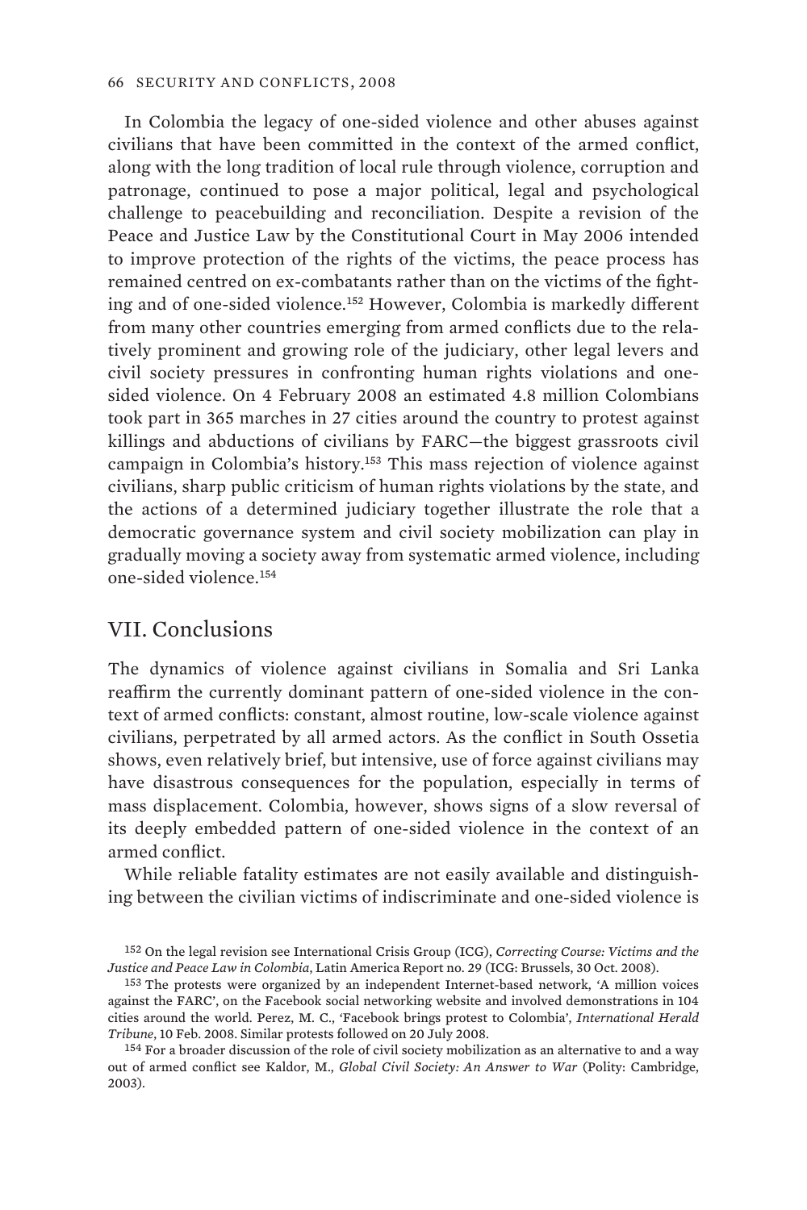In Colombia the legacy of one-sided violence and other abuses against civilians that have been committed in the context of the armed conflict, along with the long tradition of local rule through violence, corruption and patronage, continued to pose a major political, legal and psychological challenge to peacebuilding and reconciliation. Despite a revision of the Peace and Justice Law by the Constitutional Court in May 2006 intended to improve protection of the rights of the victims, the peace process has remained centred on ex-combatants rather than on the victims of the fighting and of one-sided violence.[152] However, Colombia is markedly different from many other countries emerging from armed conflicts due to the relatively prominent and growing role of the judiciary, other legal levers and civil society pressures in confronting human rights violations and one-sided violence. On 4 February 2008 an estimated 4.8 million Colombians took part in 365 marches in 27 cities around the country to protest against killings and abductions of civilians by FARC—the biggest grassroots civil campaign in Colombia's history.[153] This mass rejection of violence against civilians, sharp public criticism of human rights violations by the state, and the actions of a determined judiciary together illustrate the role that a democratic governance system and civil society mobilization can play in gradually moving a society away from systematic armed violence, including one-sided violence.[154]

## VII. Conclusions

The dynamics of violence against civilians in Somalia and Sri Lanka reaffirm the currently dominant pattern of one-sided violence in the context of armed conflicts: constant, almost routine, low-scale violence against civilians, perpetrated by all armed actors. As the conflict in South Ossetia shows, even relatively brief, but intensive, use of force against civilians may have disastrous consequences for the population, especially in terms of mass displacement. Colombia, however, shows signs of a slow reversal of its deeply embedded pattern of one-sided violence in the context of an armed conflict.

While reliable fatality estimates are not easily available and distinguishing between the civilian victims of indiscriminate and one-sided violence is

---

[152] On the legal revision see International Crisis Group (ICG), *Correcting Course: Victims and the Justice and Peace Law in Colombia*, Latin America Report no. 29 (ICG: Brussels, 30 Oct. 2008).

[153] The protests were organized by an independent Internet-based network, 'A million voices against the FARC', on the Facebook social networking website and involved demonstrations in 104 cities around the world. Perez, M. C., 'Facebook brings protest to Colombia', *International Herald Tribune*, 10 Feb. 2008. Similar protests followed on 20 July 2008.

[154] For a broader discussion of the role of civil society mobilization as an alternative to and a way out of armed conflict see Kaldor, M., *Global Civil Society: An Answer to War* (Polity: Cambridge, 2003).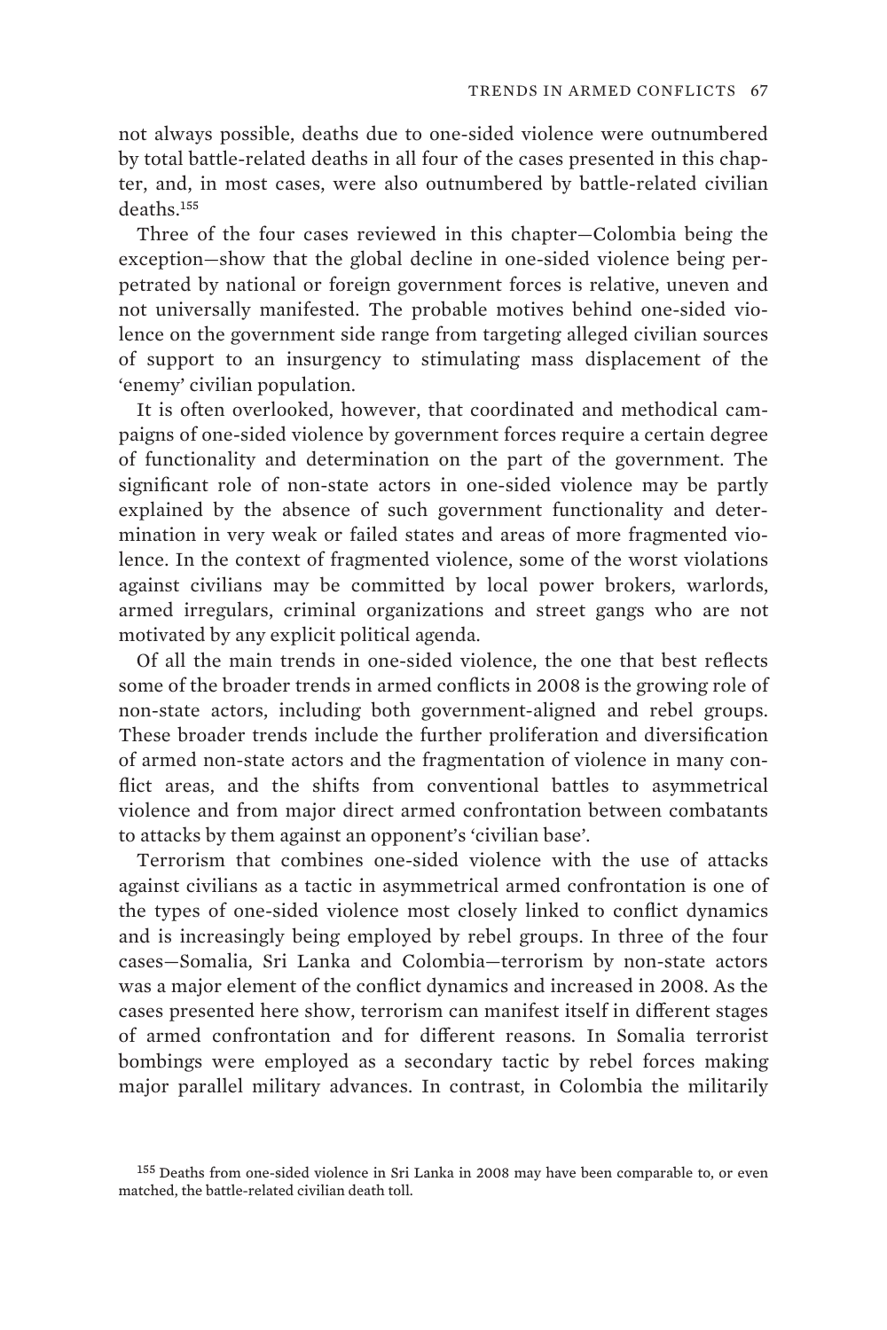not always possible, deaths due to one-sided violence were outnumbered by total battle-related deaths in all four of the cases presented in this chapter, and, in most cases, were also outnumbered by battle-related civilian deaths.[155]

Three of the four cases reviewed in this chapter—Colombia being the exception—show that the global decline in one-sided violence being perpetrated by national or foreign government forces is relative, uneven and not universally manifested. The probable motives behind one-sided violence on the government side range from targeting alleged civilian sources of support to an insurgency to stimulating mass displacement of the 'enemy' civilian population.

It is often overlooked, however, that coordinated and methodical campaigns of one-sided violence by government forces require a certain degree of functionality and determination on the part of the government. The significant role of non-state actors in one-sided violence may be partly explained by the absence of such government functionality and determination in very weak or failed states and areas of more fragmented violence. In the context of fragmented violence, some of the worst violations against civilians may be committed by local power brokers, warlords, armed irregulars, criminal organizations and street gangs who are not motivated by any explicit political agenda.

Of all the main trends in one-sided violence, the one that best reflects some of the broader trends in armed conflicts in 2008 is the growing role of non-state actors, including both government-aligned and rebel groups. These broader trends include the further proliferation and diversification of armed non-state actors and the fragmentation of violence in many conflict areas, and the shifts from conventional battles to asymmetrical violence and from major direct armed confrontation between combatants to attacks by them against an opponent's 'civilian base'.

Terrorism that combines one-sided violence with the use of attacks against civilians as a tactic in asymmetrical armed confrontation is one of the types of one-sided violence most closely linked to conflict dynamics and is increasingly being employed by rebel groups. In three of the four cases—Somalia, Sri Lanka and Colombia—terrorism by non-state actors was a major element of the conflict dynamics and increased in 2008. As the cases presented here show, terrorism can manifest itself in different stages of armed confrontation and for different reasons. In Somalia terrorist bombings were employed as a secondary tactic by rebel forces making major parallel military advances. In contrast, in Colombia the militarily

[155] Deaths from one-sided violence in Sri Lanka in 2008 may have been comparable to, or even matched, the battle-related civilian death toll.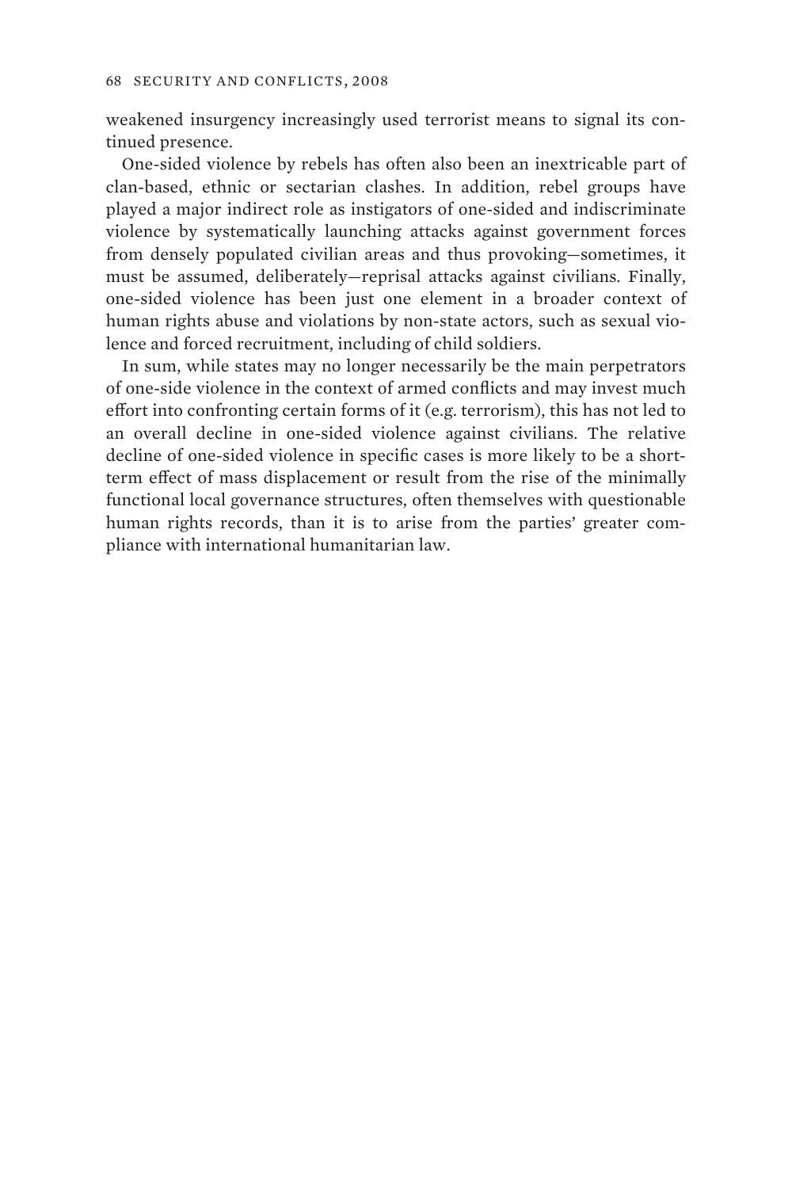weakened insurgency increasingly used terrorist means to signal its continued presence.

One-sided violence by rebels has often also been an inextricable part of clan-based, ethnic or sectarian clashes. In addition, rebel groups have played a major indirect role as instigators of one-sided and indiscriminate violence by systematically launching attacks against government forces from densely populated civilian areas and thus provoking—sometimes, it must be assumed, deliberately—reprisal attacks against civilians. Finally, one-sided violence has been just one element in a broader context of human rights abuse and violations by non-state actors, such as sexual violence and forced recruitment, including of child soldiers.

In sum, while states may no longer necessarily be the main perpetrators of one-side violence in the context of armed conflicts and may invest much effort into confronting certain forms of it (e.g. terrorism), this has not led to an overall decline in one-sided violence against civilians. The relative decline of one-sided violence in specific cases is more likely to be a short-term effect of mass displacement or result from the rise of the minimally functional local governance structures, often themselves with questionable human rights records, than it is to arise from the parties' greater compliance with international humanitarian law.